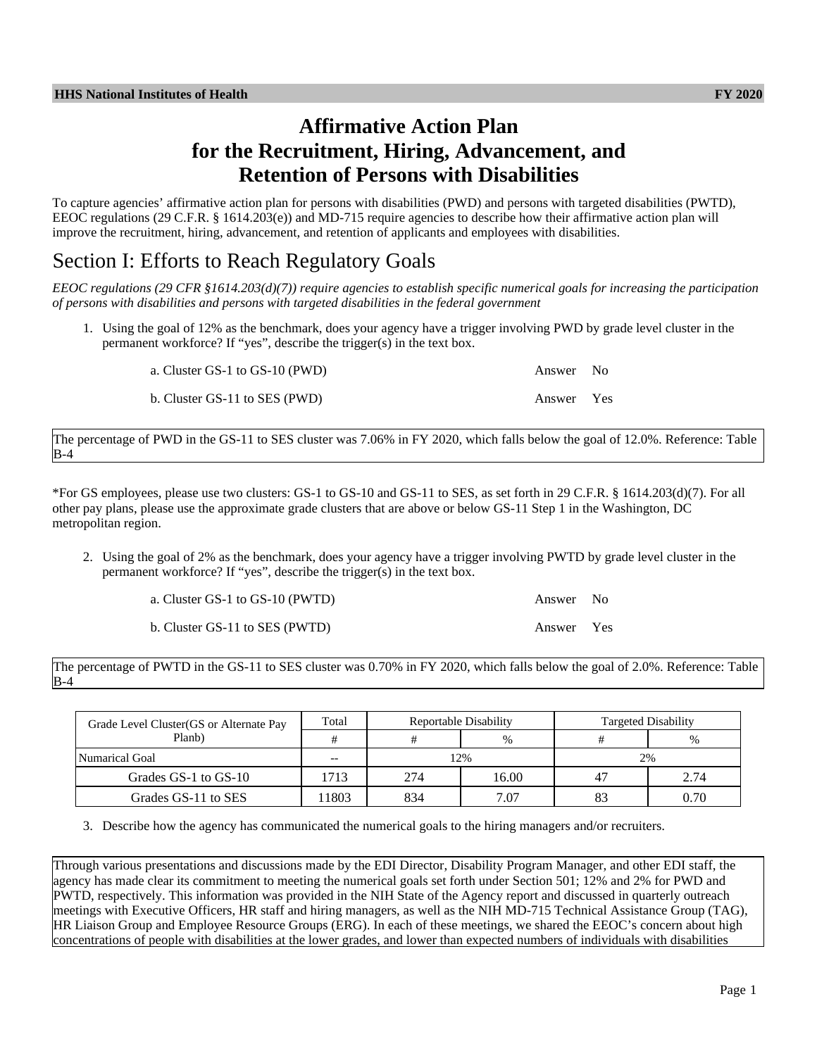# Affirmative Action Plan for the Recruitment, Hiring, Advancement, and Retention of Persons with Disabilities

To capture agencies' affirmative action plan for persons with disabilities (PWD) and persons with targeted disabilities (PWTD), EEOC regulations (29 C.F.R. § 1614.203(e)) and MD-715 require agencies to describe how their affirmative action plan will improve the recruitment, hiring, advancement, and retention of applicants and employees with disabilities.

## Section I: Efforts to Reach Regulatory Goals

*EEOC regulations (29 CFR §1614.203(d)(7)) require agencies to establish specific numerical goals for increasing the participation of persons with disabilities and persons with targeted disabilities in the federal government*

1. Using the goal of 12% as the benchmark, does your agency have a trigger involving PWD by grade level cluster in the permanent workforce? If "yes", describe the trigger(s) in the text box.

   a. Cluster GS-1 to GS-10 (PWD) Answer No

   b. Cluster GS-11 to SES (PWD) Answer Yes

The percentage of PWD in the GS-11 to SES cluster was 7.06% in FY 2020, which falls below the goal of 12.0%. Reference: Table B-4

*For GS employees, please use two clusters: GS-1 to GS-10 and GS-11 to SES, as set forth in 29 C.F.R. § 1614.203(d)(7). For all other pay plans, please use the approximate grade clusters that are above or below GS-11 Step 1 in the Washington, DC metropolitan region.

2. Using the goal of 2% as the benchmark, does your agency have a trigger involving PWTD by grade level cluster in the permanent workforce? If "yes", describe the trigger(s) in the text box.

   a. Cluster GS-1 to GS-10 (PWTD) Answer No

   b. Cluster GS-11 to SES (PWTD) Answer Yes

The percentage of PWTD in the GS-11 to SES cluster was 0.70% in FY 2020, which falls below the goal of 2.0%. Reference: Table B-4

| Grade Level Cluster(GS or Alternate Pay Planb) | Total | Reportable Disability | | Targeted Disability | |
|---|---|---|---|---|---|
| | # | # | % | # | % |
| Numarical Goal | -- | 12% | | 2% | |
| Grades GS-1 to GS-10 | 1713 | 274 | 16.00 | 47 | 2.74 |
| Grades GS-11 to SES | 11803 | 834 | 7.07 | 83 | 0.70 |

3. Describe how the agency has communicated the numerical goals to the hiring managers and/or recruiters.

Through various presentations and discussions made by the EDI Director, Disability Program Manager, and other EDI staff, the agency has made clear its commitment to meeting the numerical goals set forth under Section 501; 12% and 2% for PWD and PWTD, respectively. This information was provided in the NIH State of the Agency report and discussed in quarterly outreach meetings with Executive Officers, HR staff and hiring managers, as well as the NIH MD-715 Technical Assistance Group (TAG), HR Liaison Group and Employee Resource Groups (ERG). In each of these meetings, we shared the EEOC's concern about high concentrations of people with disabilities at the lower grades, and lower than expected numbers of individuals with disabilities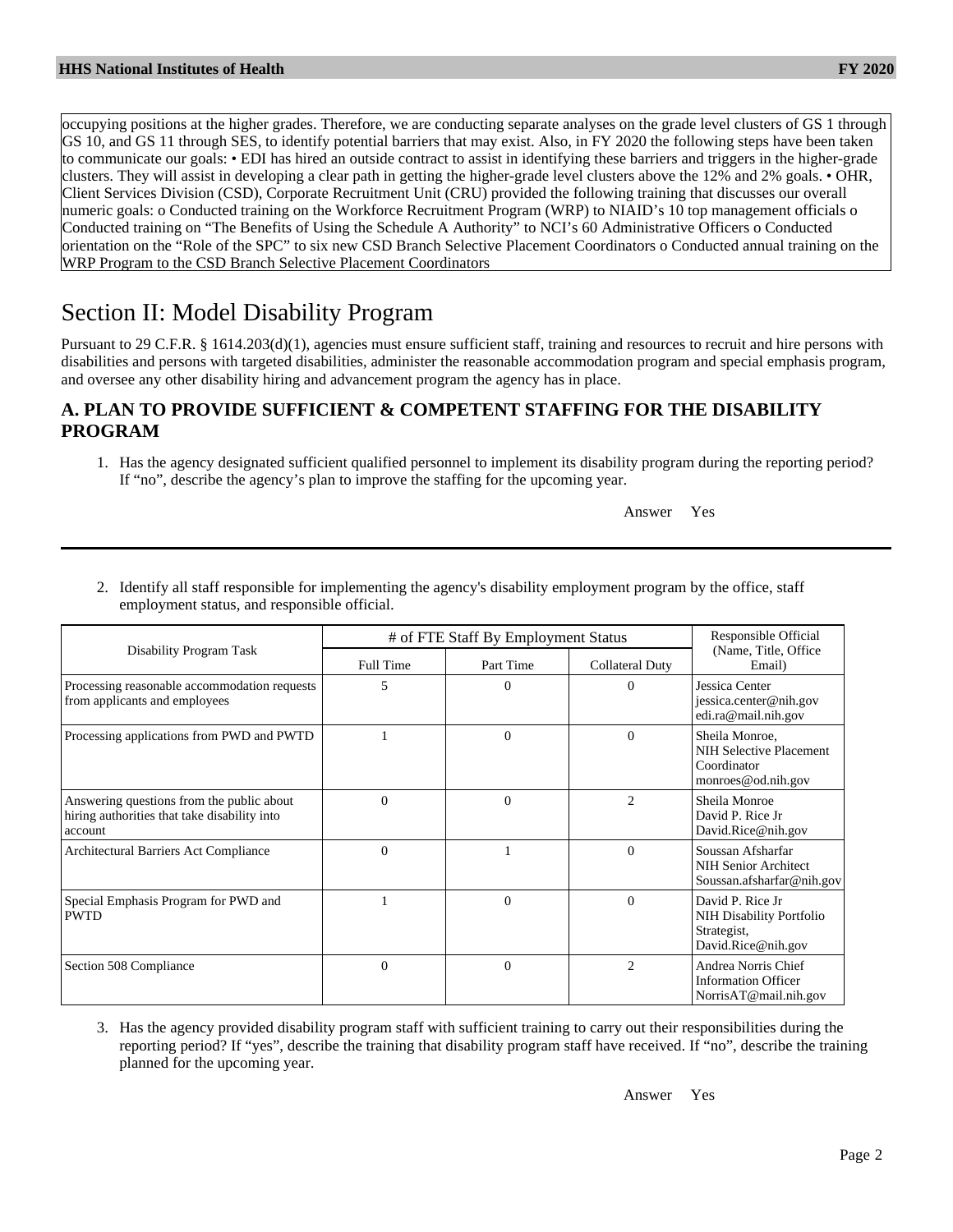occupying positions at the higher grades. Therefore, we are conducting separate analyses on the grade level clusters of GS 1 through GS 10, and GS 11 through SES, to identify potential barriers that may exist. Also, in FY 2020 the following steps have been taken to communicate our goals: • EDI has hired an outside contract to assist in identifying these barriers and triggers in the higher-grade clusters. They will assist in developing a clear path in getting the higher-grade level clusters above the 12% and 2% goals. • OHR, Client Services Division (CSD), Corporate Recruitment Unit (CRU) provided the following training that discusses our overall numeric goals: o Conducted training on the Workforce Recruitment Program (WRP) to NIAID's 10 top management officials o Conducted training on "The Benefits of Using the Schedule A Authority" to NCI's 60 Administrative Officers o Conducted orientation on the "Role of the SPC" to six new CSD Branch Selective Placement Coordinators o Conducted annual training on the WRP Program to the CSD Branch Selective Placement Coordinators

# Section II: Model Disability Program

Pursuant to 29 C.F.R. § 1614.203(d)(1), agencies must ensure sufficient staff, training and resources to recruit and hire persons with disabilities and persons with targeted disabilities, administer the reasonable accommodation program and special emphasis program, and oversee any other disability hiring and advancement program the agency has in place.

## A. PLAN TO PROVIDE SUFFICIENT & COMPETENT STAFFING FOR THE DISABILITY PROGRAM

1. Has the agency designated sufficient qualified personnel to implement its disability program during the reporting period? If "no", describe the agency's plan to improve the staffing for the upcoming year.

Answer Yes

2. Identify all staff responsible for implementing the agency's disability employment program by the office, staff employment status, and responsible official.

| Disability Program Task | # of FTE Staff By Employment Status | | | Responsible Official (Name, Title, Office Email) |
|---|---|---|---|---|
| | Full Time | Part Time | Collateral Duty | |
| Processing reasonable accommodation requests from applicants and employees | 5 | 0 | 0 | Jessica Center jessica.center@nih.gov edi.ra@mail.nih.gov |
| Processing applications from PWD and PWTD | 1 | 0 | 0 | Sheila Monroe, NIH Selective Placement Coordinator monroes@od.nih.gov |
| Answering questions from the public about hiring authorities that take disability into account | 0 | 0 | 2 | Sheila Monroe David P. Rice Jr David.Rice@nih.gov |
| Architectural Barriers Act Compliance | 0 | 1 | 0 | Soussan Afsharfar NIH Senior Architect Soussan.afsharfar@nih.gov |
| Special Emphasis Program for PWD and PWTD | 1 | 0 | 0 | David P. Rice Jr NIH Disability Portfolio Strategist, David.Rice@nih.gov |
| Section 508 Compliance | 0 | 0 | 2 | Andrea Norris Chief Information Officer NorrisAT@mail.nih.gov |

3. Has the agency provided disability program staff with sufficient training to carry out their responsibilities during the reporting period? If "yes", describe the training that disability program staff have received. If "no", describe the training planned for the upcoming year.

Answer Yes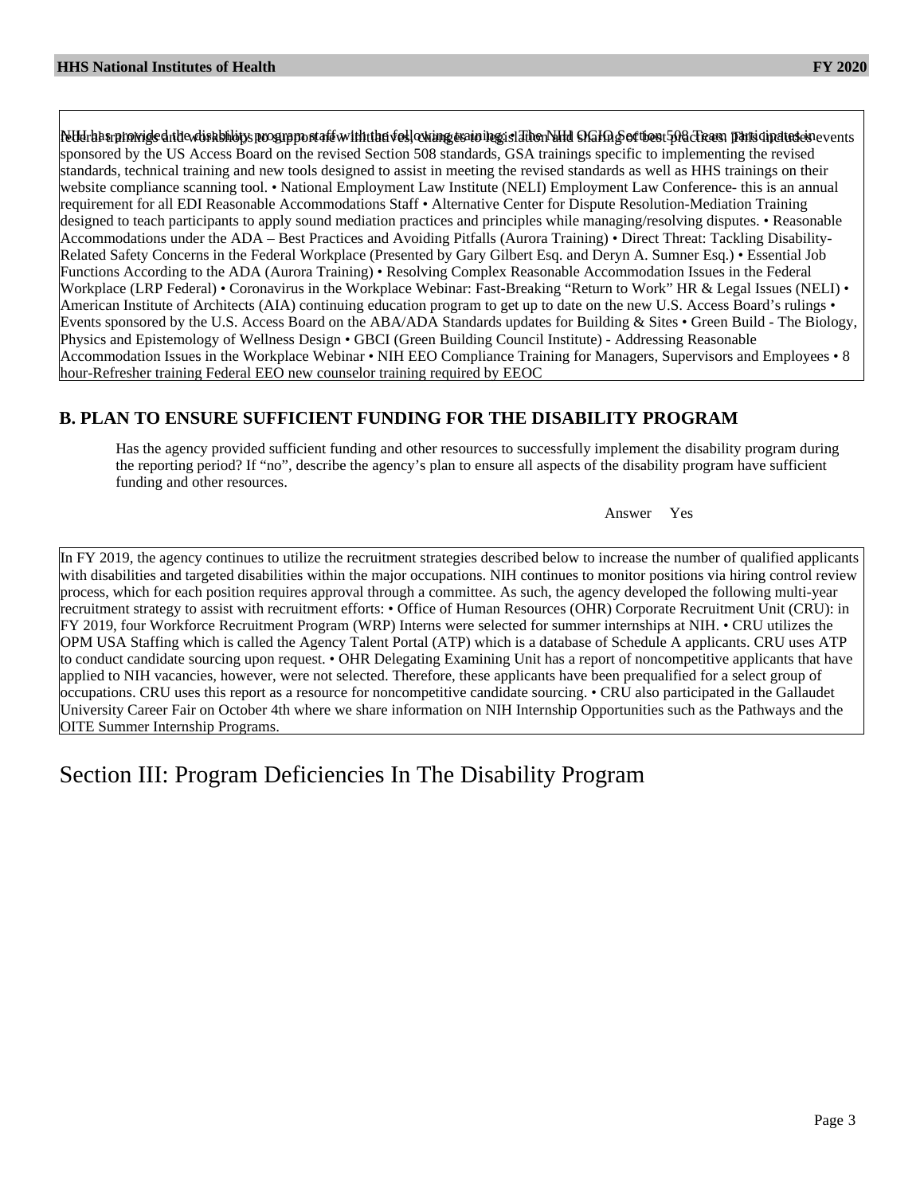NIH has provided the disability program staff with the following training: • The NIH OCIO Section 508 Team participated in federal trainings and workshops to support new initiatives, changes to legislation and sharing of best practices. This includes events sponsored by the US Access Board on the revised Section 508 standards, GSA trainings specific to implementing the revised standards, technical training and new tools designed to assist in meeting the revised standards as well as HHS trainings on their website compliance scanning tool. • National Employment Law Institute (NELI) Employment Law Conference- this is an annual requirement for all EDI Reasonable Accommodations Staff • Alternative Center for Dispute Resolution-Mediation Training designed to teach participants to apply sound mediation practices and principles while managing/resolving disputes. • Reasonable Accommodations under the ADA – Best Practices and Avoiding Pitfalls (Aurora Training) • Direct Threat: Tackling Disability-Related Safety Concerns in the Federal Workplace (Presented by Gary Gilbert Esq. and Deryn A. Sumner Esq.) • Essential Job Functions According to the ADA (Aurora Training) • Resolving Complex Reasonable Accommodation Issues in the Federal Workplace (LRP Federal) • Coronavirus in the Workplace Webinar: Fast-Breaking “Return to Work” HR & Legal Issues (NELI) • American Institute of Architects (AIA) continuing education program to get up to date on the new U.S. Access Board’s rulings • Events sponsored by the U.S. Access Board on the ABA/ADA Standards updates for Building & Sites • Green Build - The Biology, Physics and Epistemology of Wellness Design • GBCI (Green Building Council Institute) - Addressing Reasonable Accommodation Issues in the Workplace Webinar • NIH EEO Compliance Training for Managers, Supervisors and Employees • 8 hour-Refresher training Federal EEO new counselor training required by EEOC

## B. PLAN TO ENSURE SUFFICIENT FUNDING FOR THE DISABILITY PROGRAM

Has the agency provided sufficient funding and other resources to successfully implement the disability program during the reporting period? If “no”, describe the agency’s plan to ensure all aspects of the disability program have sufficient funding and other resources.

Answer Yes

In FY 2019, the agency continues to utilize the recruitment strategies described below to increase the number of qualified applicants with disabilities and targeted disabilities within the major occupations. NIH continues to monitor positions via hiring control review process, which for each position requires approval through a committee. As such, the agency developed the following multi-year recruitment strategy to assist with recruitment efforts: • Office of Human Resources (OHR) Corporate Recruitment Unit (CRU): in FY 2019, four Workforce Recruitment Program (WRP) Interns were selected for summer internships at NIH. • CRU utilizes the OPM USA Staffing which is called the Agency Talent Portal (ATP) which is a database of Schedule A applicants. CRU uses ATP to conduct candidate sourcing upon request. • OHR Delegating Examining Unit has a report of noncompetitive applicants that have applied to NIH vacancies, however, were not selected. Therefore, these applicants have been prequalified for a select group of occupations. CRU uses this report as a resource for noncompetitive candidate sourcing. • CRU also participated in the Gallaudet University Career Fair on October 4th where we share information on NIH Internship Opportunities such as the Pathways and the OITE Summer Internship Programs.

# Section III: Program Deficiencies In The Disability Program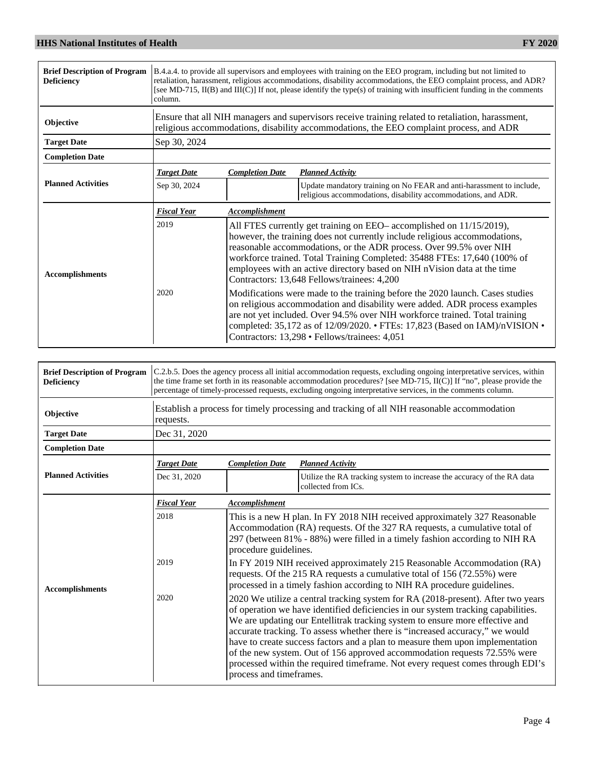| | |
|---|---|
| **Brief Description of Program Deficiency** | B.4.a.4. to provide all supervisors and employees with training on the EEO program, including but not limited to retaliation, harassment, religious accommodations, disability accommodations, the EEO complaint process, and ADR? [see MD-715, II(B) and III(C)] If not, please identify the type(s) of training with insufficient funding in the comments column. |
| **Objective** | Ensure that all NIH managers and supervisors receive training related to retaliation, harassment, religious accommodations, disability accommodations, the EEO complaint process, and ADR |
| **Target Date** | Sep 30, 2024 |
| **Completion Date** | |

**Planned Activities**

| Target Date | Completion Date | Planned Activity |
|---|---|---|
| Sep 30, 2024 | | Update mandatory training on No FEAR and anti-harassment to include, religious accommodations, disability accommodations, and ADR. |

**Accomplishments**

| Fiscal Year | Accomplishment |
|---|---|
| 2019 | All FTES currently get training on EEO– accomplished on 11/15/2019), however, the training does not currently include religious accommodations, reasonable accommodations, or the ADR process. Over 99.5% over NIH workforce trained. Total Training Completed: 35488 FTEs: 17,640 (100% of employees with an active directory based on NIH nVision data at the time Contractors: 13,648 Fellows/trainees: 4,200 |
| 2020 | Modifications were made to the training before the 2020 launch. Cases studies on religious accommodation and disability were added. ADR process examples are not yet included. Over 94.5% over NIH workforce trained. Total training completed: 35,172 as of 12/09/2020. • FTEs: 17,823 (Based on IAM)/nVISION • Contractors: 13,298 • Fellows/trainees: 4,051 |

| | |
|---|---|
| **Brief Description of Program Deficiency** | C.2.b.5. Does the agency process all initial accommodation requests, excluding ongoing interpretative services, within the time frame set forth in its reasonable accommodation procedures? [see MD-715, II(C)] If "no", please provide the percentage of timely-processed requests, excluding ongoing interpretative services, in the comments column. |
| **Objective** | Establish a process for timely processing and tracking of all NIH reasonable accommodation requests. |
| **Target Date** | Dec 31, 2020 |
| **Completion Date** | |

**Planned Activities**

| Target Date | Completion Date | Planned Activity |
|---|---|---|
| Dec 31, 2020 | | Utilize the RA tracking system to increase the accuracy of the RA data collected from ICs. |

**Accomplishments**

| Fiscal Year | Accomplishment |
|---|---|
| 2018 | This is a new H plan. In FY 2018 NIH received approximately 327 Reasonable Accommodation (RA) requests. Of the 327 RA requests, a cumulative total of 297 (between 81% - 88%) were filled in a timely fashion according to NIH RA procedure guidelines. |
| 2019 | In FY 2019 NIH received approximately 215 Reasonable Accommodation (RA) requests. Of the 215 RA requests a cumulative total of 156 (72.55%) were processed in a timely fashion according to NIH RA procedure guidelines. |
| 2020 | 2020 We utilize a central tracking system for RA (2018-present). After two years of operation we have identified deficiencies in our system tracking capabilities. We are updating our Entellitrak tracking system to ensure more effective and accurate tracking. To assess whether there is "increased accuracy," we would have to create success factors and a plan to measure them upon implementation of the new system. Out of 156 approved accommodation requests 72.55% were processed within the required timeframe. Not every request comes through EDI's process and timeframes. |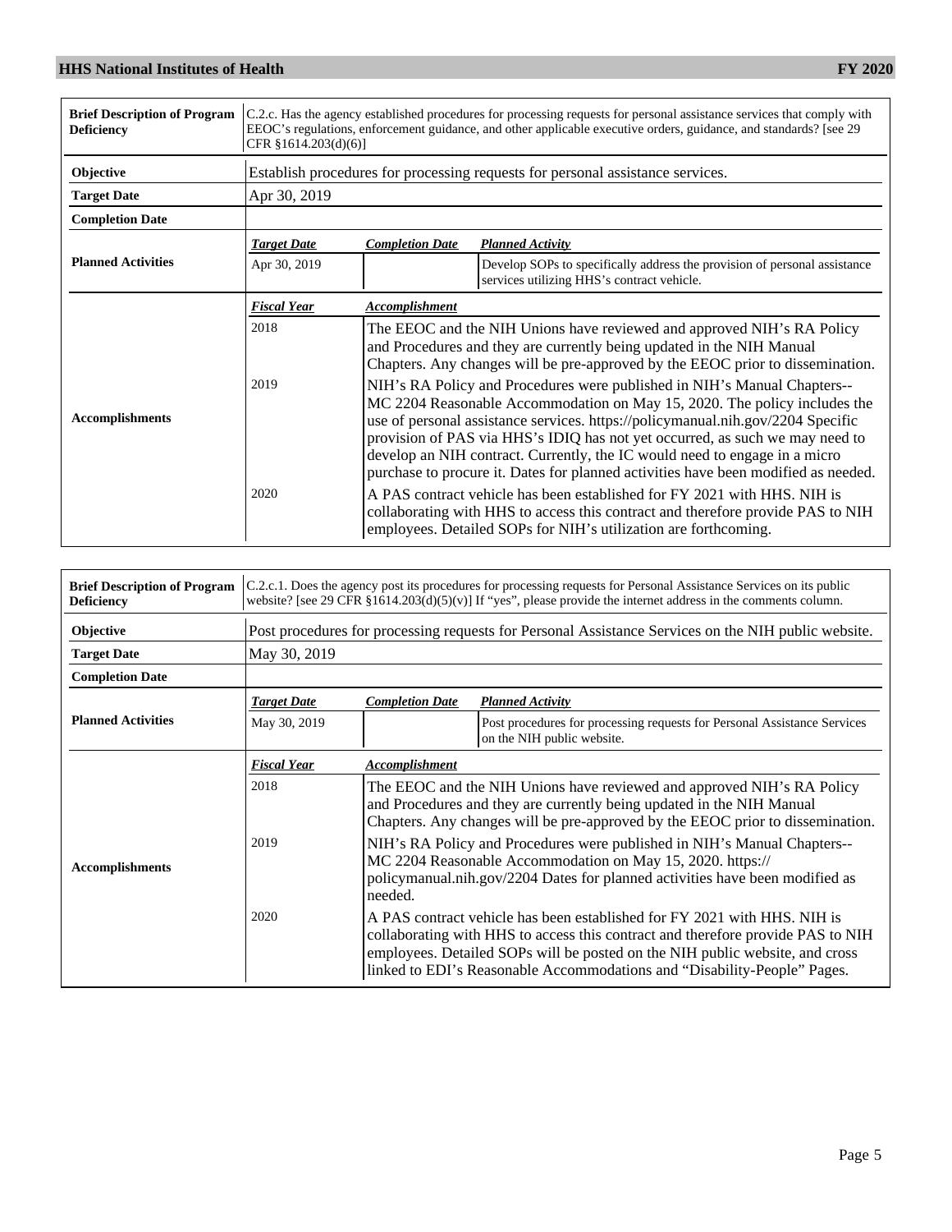| Brief Description of Program Deficiency | C.2.c. Has the agency established procedures for processing requests for personal assistance services that comply with EEOC's regulations, enforcement guidance, and other applicable executive orders, guidance, and standards? [see 29 CFR §1614.203(d)(6)] | |
|---|---|---|
| **Objective** | Establish procedures for processing requests for personal assistance services. | |
| **Target Date** | Apr 30, 2019 | |
| **Completion Date** | | |

**Planned Activities**

| *Target Date* | *Completion Date* | *Planned Activity* |
|---|---|---|
| Apr 30, 2019 | | Develop SOPs to specifically address the provision of personal assistance services utilizing HHS's contract vehicle. |

**Accomplishments**

| *Fiscal Year* | *Accomplishment* |
|---|---|
| 2018 | The EEOC and the NIH Unions have reviewed and approved NIH's RA Policy and Procedures and they are currently being updated in the NIH Manual Chapters. Any changes will be pre-approved by the EEOC prior to dissemination. |
| 2019 | NIH's RA Policy and Procedures were published in NIH's Manual Chapters--MC 2204 Reasonable Accommodation on May 15, 2020. The policy includes the use of personal assistance services. https://policymanual.nih.gov/2204 Specific provision of PAS via HHS's IDIQ has not yet occurred, as such we may need to develop an NIH contract. Currently, the IC would need to engage in a micro purchase to procure it. Dates for planned activities have been modified as needed. |
| 2020 | A PAS contract vehicle has been established for FY 2021 with HHS. NIH is collaborating with HHS to access this contract and therefore provide PAS to NIH employees. Detailed SOPs for NIH's utilization are forthcoming. |

| Brief Description of Program Deficiency | C.2.c.1. Does the agency post its procedures for processing requests for Personal Assistance Services on its public website? [see 29 CFR §1614.203(d)(5)(v)] If "yes", please provide the internet address in the comments column. |
|---|---|
| **Objective** | Post procedures for processing requests for Personal Assistance Services on the NIH public website. |
| **Target Date** | May 30, 2019 |
| **Completion Date** | |

**Planned Activities**

| *Target Date* | *Completion Date* | *Planned Activity* |
|---|---|---|
| May 30, 2019 | | Post procedures for processing requests for Personal Assistance Services on the NIH public website. |

**Accomplishments**

| *Fiscal Year* | *Accomplishment* |
|---|---|
| 2018 | The EEOC and the NIH Unions have reviewed and approved NIH's RA Policy and Procedures and they are currently being updated in the NIH Manual Chapters. Any changes will be pre-approved by the EEOC prior to dissemination. |
| 2019 | NIH's RA Policy and Procedures were published in NIH's Manual Chapters--MC 2204 Reasonable Accommodation on May 15, 2020. https://policymanual.nih.gov/2204 Dates for planned activities have been modified as needed. |
| 2020 | A PAS contract vehicle has been established for FY 2021 with HHS. NIH is collaborating with HHS to access this contract and therefore provide PAS to NIH employees. Detailed SOPs will be posted on the NIH public website, and cross linked to EDI's Reasonable Accommodations and "Disability-People" Pages. |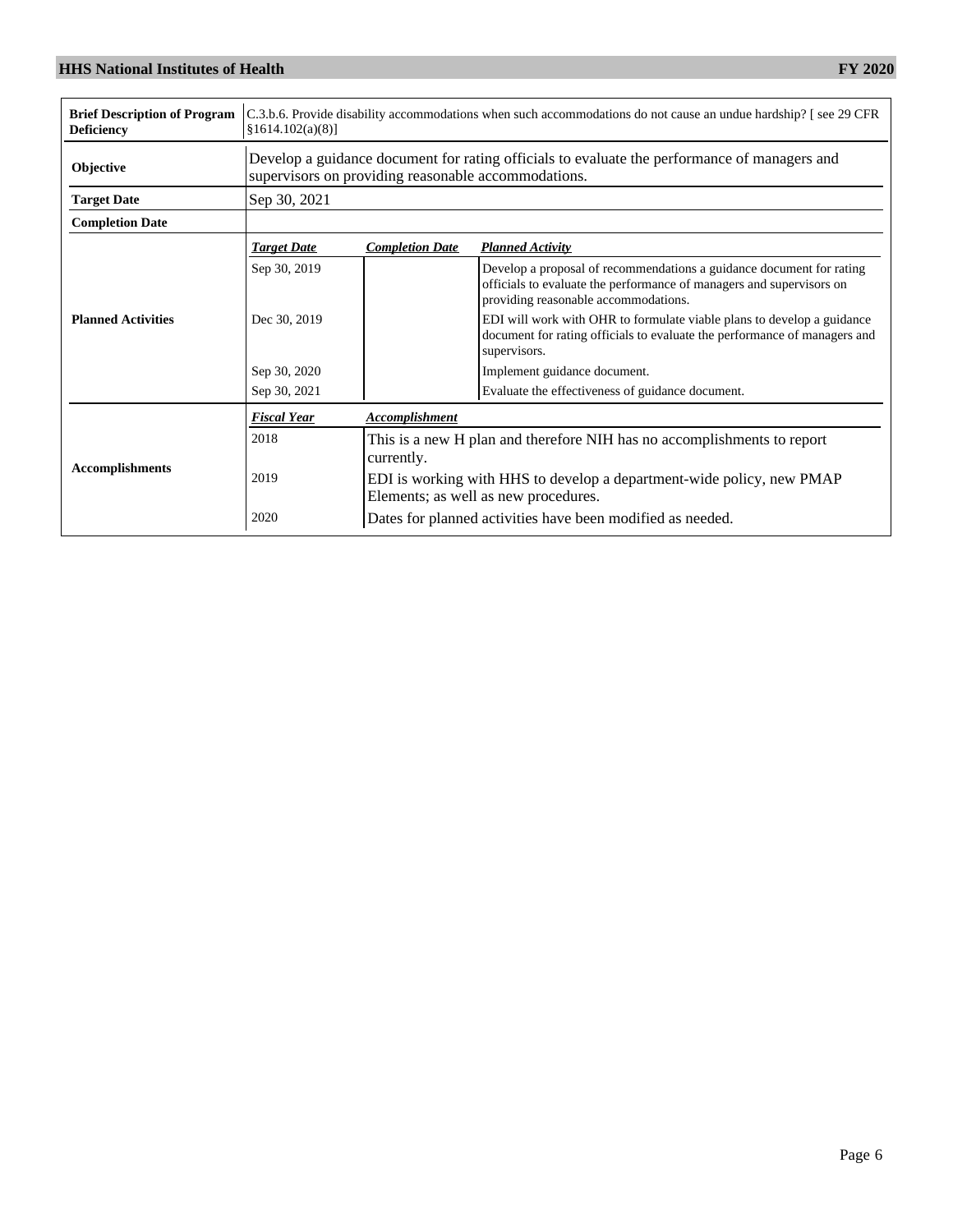| | |
|---|---|
| **Brief Description of Program Deficiency** | C.3.b.6. Provide disability accommodations when such accommodations do not cause an undue hardship? [ see 29 CFR §1614.102(a)(8)] |
| **Objective** | Develop a guidance document for rating officials to evaluate the performance of managers and supervisors on providing reasonable accommodations. |
| **Target Date** | Sep 30, 2021 |
| **Completion Date** | |

**Planned Activities**

| *Target Date* | *Completion Date* | *Planned Activity* |
|---|---|---|
| Sep 30, 2019 | | Develop a proposal of recommendations a guidance document for rating officials to evaluate the performance of managers and supervisors on providing reasonable accommodations. |
| Dec 30, 2019 | | EDI will work with OHR to formulate viable plans to develop a guidance document for rating officials to evaluate the performance of managers and supervisors. |
| Sep 30, 2020 | | Implement guidance document. |
| Sep 30, 2021 | | Evaluate the effectiveness of guidance document. |

**Accomplishments**

| *Fiscal Year* | *Accomplishment* |
|---|---|
| 2018 | This is a new H plan and therefore NIH has no accomplishments to report currently. |
| 2019 | EDI is working with HHS to develop a department-wide policy, new PMAP Elements; as well as new procedures. |
| 2020 | Dates for planned activities have been modified as needed. |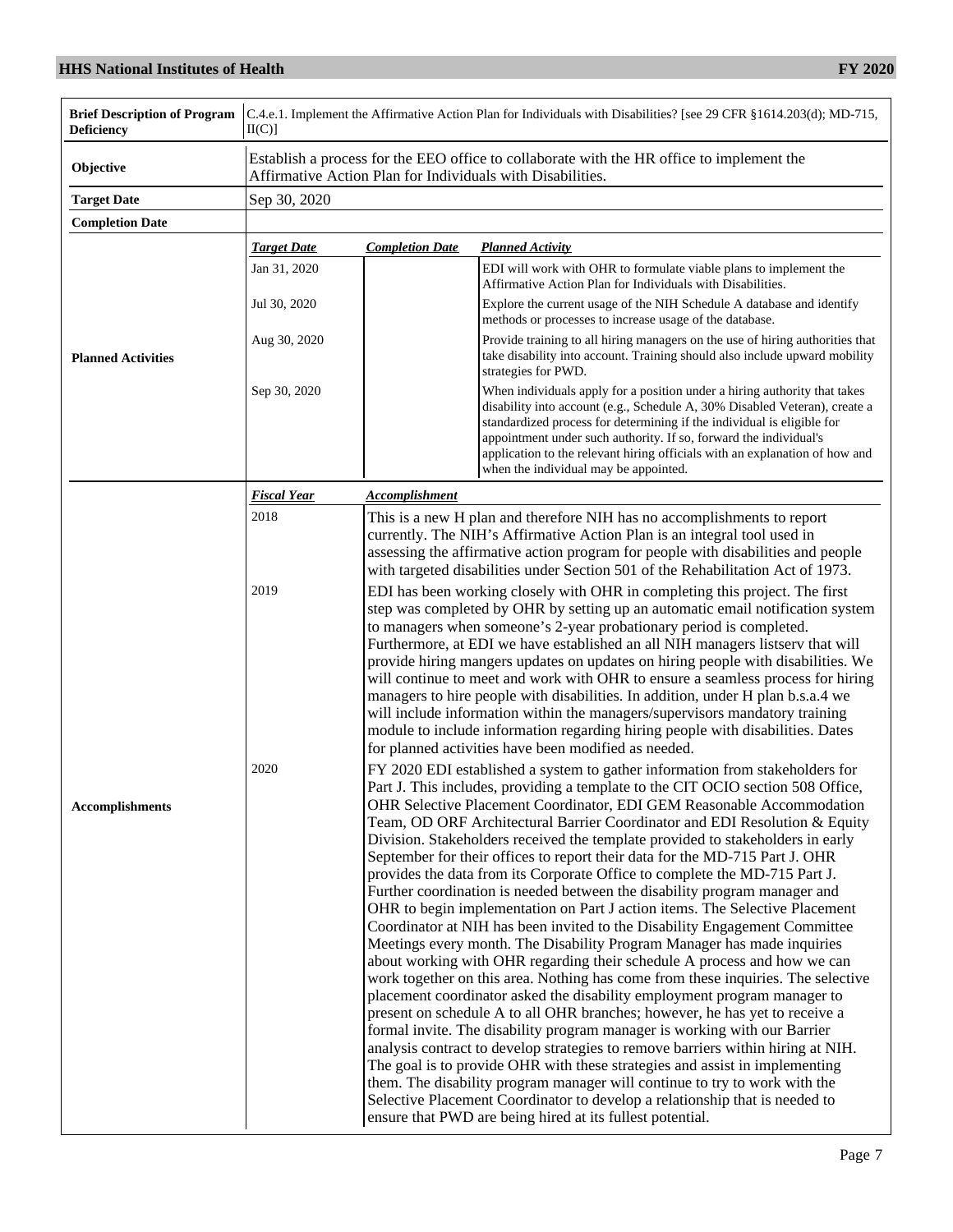| | |
|---|---|
| **Brief Description of Program Deficiency** | C.4.e.1. Implement the Affirmative Action Plan for Individuals with Disabilities? [see 29 CFR §1614.203(d); MD-715, II(C)] |
| **Objective** | Establish a process for the EEO office to collaborate with the HR office to implement the Affirmative Action Plan for Individuals with Disabilities. |
| **Target Date** | Sep 30, 2020 |
| **Completion Date** | |

**Planned Activities**

| *Target Date* | *Completion Date* | *Planned Activity* |
|---|---|---|
| Jan 31, 2020 | | EDI will work with OHR to formulate viable plans to implement the Affirmative Action Plan for Individuals with Disabilities. |
| Jul 30, 2020 | | Explore the current usage of the NIH Schedule A database and identify methods or processes to increase usage of the database. |
| Aug 30, 2020 | | Provide training to all hiring managers on the use of hiring authorities that take disability into account. Training should also include upward mobility strategies for PWD. |
| Sep 30, 2020 | | When individuals apply for a position under a hiring authority that takes disability into account (e.g., Schedule A, 30% Disabled Veteran), create a standardized process for determining if the individual is eligible for appointment under such authority. If so, forward the individual's application to the relevant hiring officials with an explanation of how and when the individual may be appointed. |

**Accomplishments**

| *Fiscal Year* | *Accomplishment* |
|---|---|
| 2018 | This is a new H plan and therefore NIH has no accomplishments to report currently. The NIH's Affirmative Action Plan is an integral tool used in assessing the affirmative action program for people with disabilities and people with targeted disabilities under Section 501 of the Rehabilitation Act of 1973. |
| 2019 | EDI has been working closely with OHR in completing this project. The first step was completed by OHR by setting up an automatic email notification system to managers when someone's 2-year probationary period is completed. Furthermore, at EDI we have established an all NIH managers listserv that will provide hiring mangers updates on updates on hiring people with disabilities. We will continue to meet and work with OHR to ensure a seamless process for hiring managers to hire people with disabilities. In addition, under H plan b.s.a.4 we will include information within the managers/supervisors mandatory training module to include information regarding hiring people with disabilities. Dates for planned activities have been modified as needed. |
| 2020 | FY 2020 EDI established a system to gather information from stakeholders for Part J. This includes, providing a template to the CIT OCIO section 508 Office, OHR Selective Placement Coordinator, EDI GEM Reasonable Accommodation Team, OD ORF Architectural Barrier Coordinator and EDI Resolution & Equity Division. Stakeholders received the template provided to stakeholders in early September for their offices to report their data for the MD-715 Part J. OHR provides the data from its Corporate Office to complete the MD-715 Part J. Further coordination is needed between the disability program manager and OHR to begin implementation on Part J action items. The Selective Placement Coordinator at NIH has been invited to the Disability Engagement Committee Meetings every month. The Disability Program Manager has made inquiries about working with OHR regarding their schedule A process and how we can work together on this area. Nothing has come from these inquiries. The selective placement coordinator asked the disability employment program manager to present on schedule A to all OHR branches; however, he has yet to receive a formal invite. The disability program manager is working with our Barrier analysis contract to develop strategies to remove barriers within hiring at NIH. The goal is to provide OHR with these strategies and assist in implementing them. The disability program manager will continue to try to work with the Selective Placement Coordinator to develop a relationship that is needed to ensure that PWD are being hired at its fullest potential. |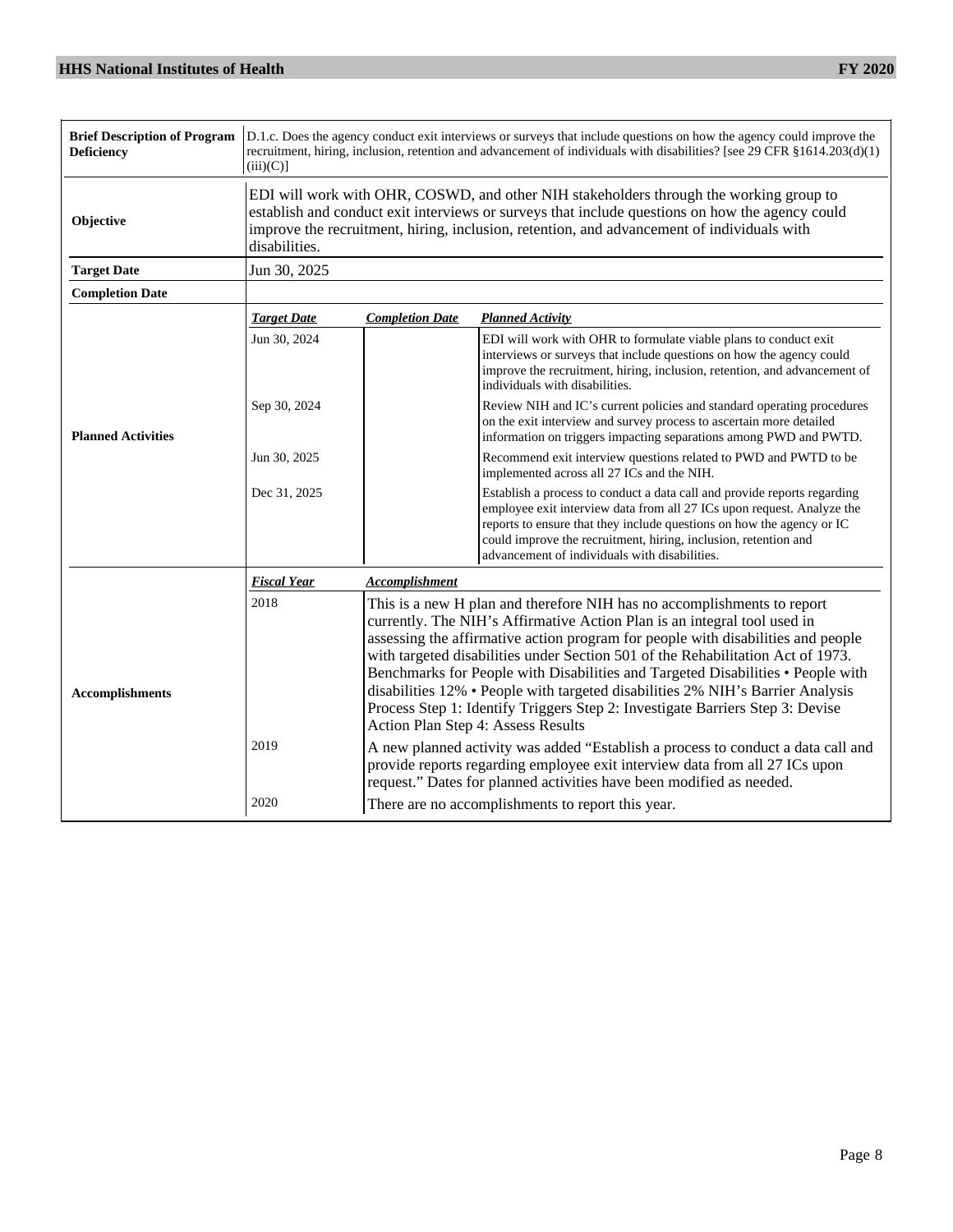| | |
|---|---|
| **Brief Description of Program Deficiency** | D.1.c. Does the agency conduct exit interviews or surveys that include questions on how the agency could improve the recruitment, hiring, inclusion, retention and advancement of individuals with disabilities? [see 29 CFR §1614.203(d)(1)(iii)(C)] |
| **Objective** | EDI will work with OHR, COSWD, and other NIH stakeholders through the working group to establish and conduct exit interviews or surveys that include questions on how the agency could improve the recruitment, hiring, inclusion, retention, and advancement of individuals with disabilities. |
| **Target Date** | Jun 30, 2025 |
| **Completion Date** | |

**Planned Activities**

| ***Target Date*** | ***Completion Date*** | ***Planned Activity*** |
|---|---|---|
| Jun 30, 2024 | | EDI will work with OHR to formulate viable plans to conduct exit interviews or surveys that include questions on how the agency could improve the recruitment, hiring, inclusion, retention, and advancement of individuals with disabilities. |
| Sep 30, 2024 | | Review NIH and IC's current policies and standard operating procedures on the exit interview and survey process to ascertain more detailed information on triggers impacting separations among PWD and PWTD. |
| Jun 30, 2025 | | Recommend exit interview questions related to PWD and PWTD to be implemented across all 27 ICs and the NIH. |
| Dec 31, 2025 | | Establish a process to conduct a data call and provide reports regarding employee exit interview data from all 27 ICs upon request. Analyze the reports to ensure that they include questions on how the agency or IC could improve the recruitment, hiring, inclusion, retention and advancement of individuals with disabilities. |

**Accomplishments**

| ***Fiscal Year*** | ***Accomplishment*** |
|---|---|
| 2018 | This is a new H plan and therefore NIH has no accomplishments to report currently. The NIH's Affirmative Action Plan is an integral tool used in assessing the affirmative action program for people with disabilities and people with targeted disabilities under Section 501 of the Rehabilitation Act of 1973. Benchmarks for People with Disabilities and Targeted Disabilities • People with disabilities 12% • People with targeted disabilities 2% NIH's Barrier Analysis Process Step 1: Identify Triggers Step 2: Investigate Barriers Step 3: Devise Action Plan Step 4: Assess Results |
| 2019 | A new planned activity was added "Establish a process to conduct a data call and provide reports regarding employee exit interview data from all 27 ICs upon request." Dates for planned activities have been modified as needed. |
| 2020 | There are no accomplishments to report this year. |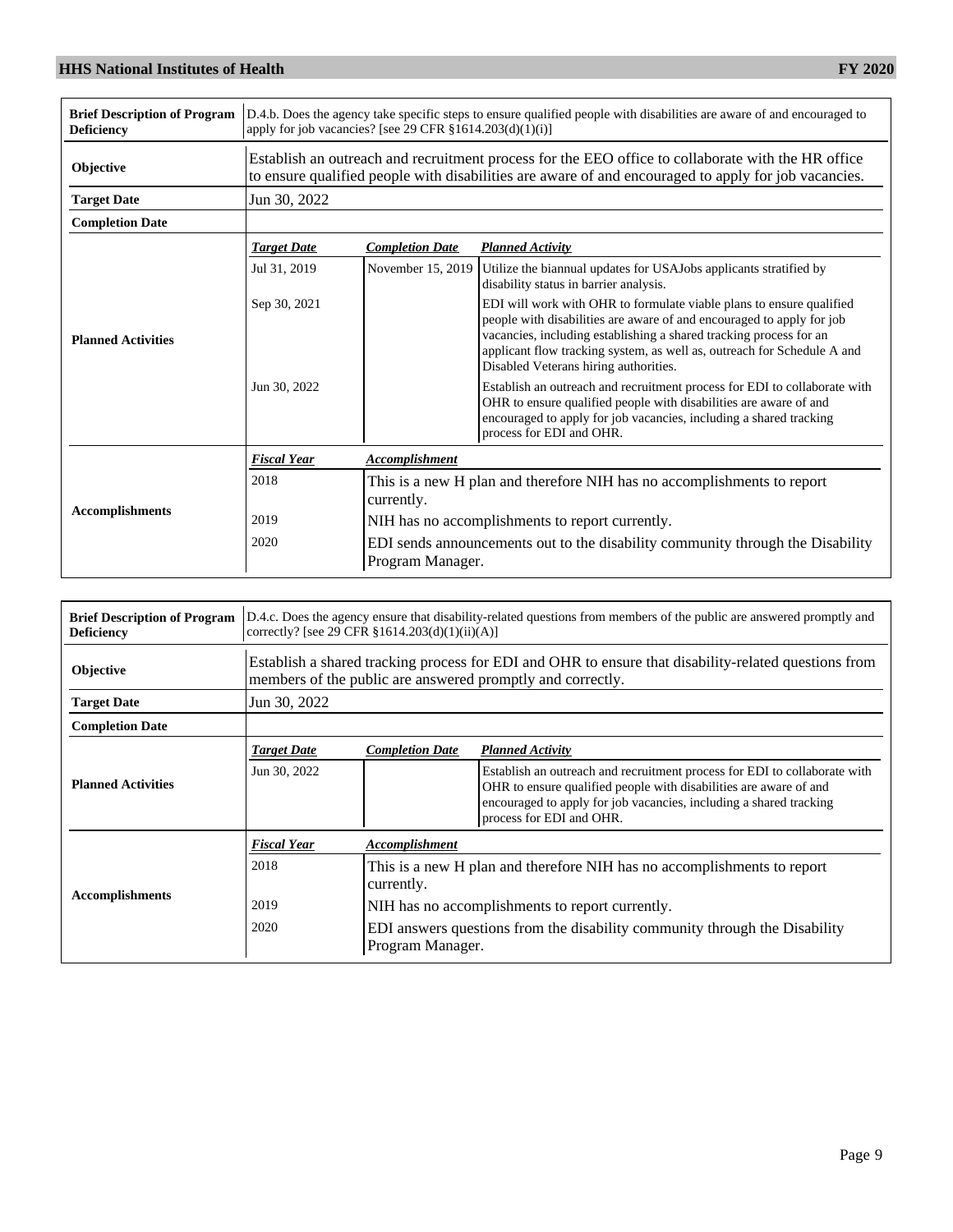| | |
|---|---|
| **Brief Description of Program Deficiency** | D.4.b. Does the agency take specific steps to ensure qualified people with disabilities are aware of and encouraged to apply for job vacancies? [see 29 CFR §1614.203(d)(1)(i)] |
| **Objective** | Establish an outreach and recruitment process for the EEO office to collaborate with the HR office to ensure qualified people with disabilities are aware of and encouraged to apply for job vacancies. |
| **Target Date** | Jun 30, 2022 |
| **Completion Date** | |

**Planned Activities**

| *Target Date* | *Completion Date* | *Planned Activity* |
|---|---|---|
| Jul 31, 2019 | November 15, 2019 | Utilize the biannual updates for USAJobs applicants stratified by disability status in barrier analysis. |
| Sep 30, 2021 | | EDI will work with OHR to formulate viable plans to ensure qualified people with disabilities are aware of and encouraged to apply for job vacancies, including establishing a shared tracking process for an applicant flow tracking system, as well as, outreach for Schedule A and Disabled Veterans hiring authorities. |
| Jun 30, 2022 | | Establish an outreach and recruitment process for EDI to collaborate with OHR to ensure qualified people with disabilities are aware of and encouraged to apply for job vacancies, including a shared tracking process for EDI and OHR. |

**Accomplishments**

| *Fiscal Year* | *Accomplishment* |
|---|---|
| 2018 | This is a new H plan and therefore NIH has no accomplishments to report currently. |
| 2019 | NIH has no accomplishments to report currently. |
| 2020 | EDI sends announcements out to the disability community through the Disability Program Manager. |

| | |
|---|---|
| **Brief Description of Program Deficiency** | D.4.c. Does the agency ensure that disability-related questions from members of the public are answered promptly and correctly? [see 29 CFR §1614.203(d)(1)(ii)(A)] |
| **Objective** | Establish a shared tracking process for EDI and OHR to ensure that disability-related questions from members of the public are answered promptly and correctly. |
| **Target Date** | Jun 30, 2022 |
| **Completion Date** | |

**Planned Activities**

| *Target Date* | *Completion Date* | *Planned Activity* |
|---|---|---|
| Jun 30, 2022 | | Establish an outreach and recruitment process for EDI to collaborate with OHR to ensure qualified people with disabilities are aware of and encouraged to apply for job vacancies, including a shared tracking process for EDI and OHR. |

**Accomplishments**

| *Fiscal Year* | *Accomplishment* |
|---|---|
| 2018 | This is a new H plan and therefore NIH has no accomplishments to report currently. |
| 2019 | NIH has no accomplishments to report currently. |
| 2020 | EDI answers questions from the disability community through the Disability Program Manager. |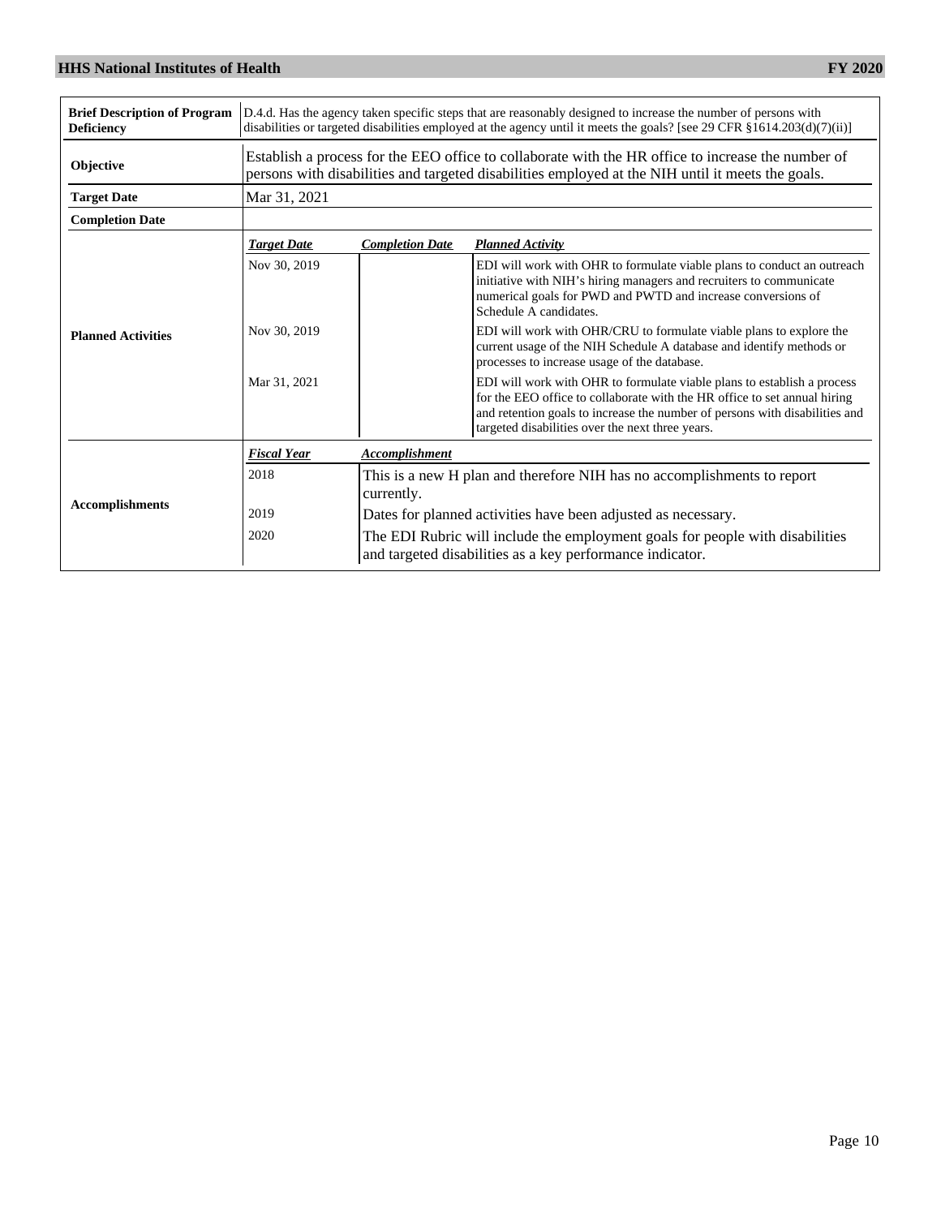| Field | Content | | |
|---|---|---|---|
| **Brief Description of Program Deficiency** | D.4.d. Has the agency taken specific steps that are reasonably designed to increase the number of persons with disabilities or targeted disabilities employed at the agency until it meets the goals? [see 29 CFR §1614.203(d)(7)(ii)] | | |
| **Objective** | Establish a process for the EEO office to collaborate with the HR office to increase the number of persons with disabilities and targeted disabilities employed at the NIH until it meets the goals. | | |
| **Target Date** | Mar 31, 2021 | | |
| **Completion Date** | | | |
| **Planned Activities** | ***Target Date*** | ***Completion Date*** | ***Planned Activity*** |
| | Nov 30, 2019 | | EDI will work with OHR to formulate viable plans to conduct an outreach initiative with NIH's hiring managers and recruiters to communicate numerical goals for PWD and PWTD and increase conversions of Schedule A candidates. |
| | Nov 30, 2019 | | EDI will work with OHR/CRU to formulate viable plans to explore the current usage of the NIH Schedule A database and identify methods or processes to increase usage of the database. |
| | Mar 31, 2021 | | EDI will work with OHR to formulate viable plans to establish a process for the EEO office to collaborate with the HR office to set annual hiring and retention goals to increase the number of persons with disabilities and targeted disabilities over the next three years. |
| **Accomplishments** | ***Fiscal Year*** | ***Accomplishment*** | |
| | 2018 | This is a new H plan and therefore NIH has no accomplishments to report currently. | |
| | 2019 | Dates for planned activities have been adjusted as necessary. | |
| | 2020 | The EDI Rubric will include the employment goals for people with disabilities and targeted disabilities as a key performance indicator. | |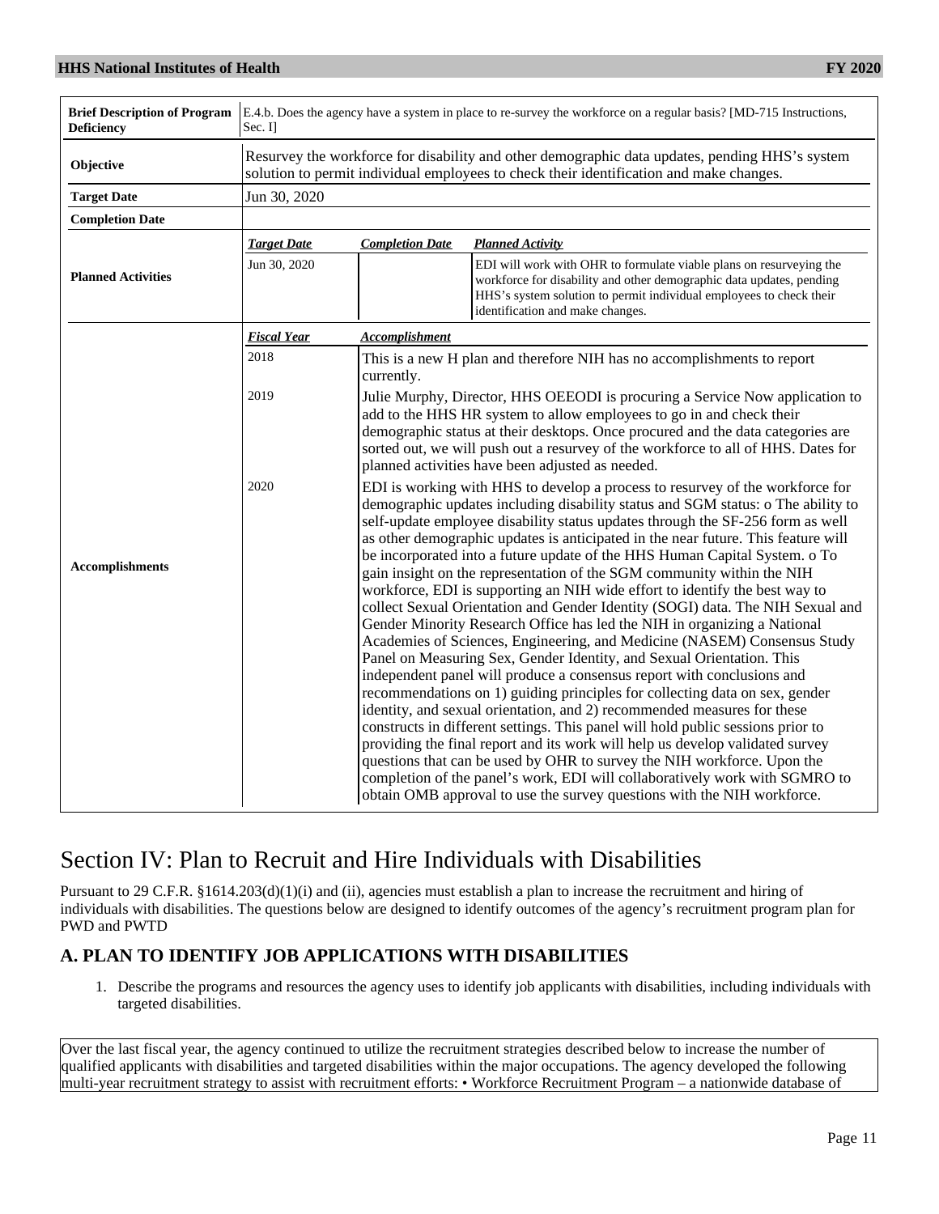| | |
|---|---|
| **Brief Description of Program Deficiency** | E.4.b. Does the agency have a system in place to re-survey the workforce on a regular basis? [MD-715 Instructions, Sec. I] |
| **Objective** | Resurvey the workforce for disability and other demographic data updates, pending HHS's system solution to permit individual employees to check their identification and make changes. |
| **Target Date** | Jun 30, 2020 |
| **Completion Date** | |

**Planned Activities**

| Target Date | Completion Date | Planned Activity |
|---|---|---|
| Jun 30, 2020 | | EDI will work with OHR to formulate viable plans on resurveying the workforce for disability and other demographic data updates, pending HHS's system solution to permit individual employees to check their identification and make changes. |

**Accomplishments**

| Fiscal Year | Accomplishment |
|---|---|
| 2018 | This is a new H plan and therefore NIH has no accomplishments to report currently. |
| 2019 | Julie Murphy, Director, HHS OEEODI is procuring a Service Now application to add to the HHS HR system to allow employees to go in and check their demographic status at their desktops. Once procured and the data categories are sorted out, we will push out a resurvey of the workforce to all of HHS. Dates for planned activities have been adjusted as needed. |
| 2020 | EDI is working with HHS to develop a process to resurvey of the workforce for demographic updates including disability status and SGM status: o The ability to self-update employee disability status updates through the SF-256 form as well as other demographic updates is anticipated in the near future. This feature will be incorporated into a future update of the HHS Human Capital System. o To gain insight on the representation of the SGM community within the NIH workforce, EDI is supporting an NIH wide effort to identify the best way to collect Sexual Orientation and Gender Identity (SOGI) data. The NIH Sexual and Gender Minority Research Office has led the NIH in organizing a National Academies of Sciences, Engineering, and Medicine (NASEM) Consensus Study Panel on Measuring Sex, Gender Identity, and Sexual Orientation. This independent panel will produce a consensus report with conclusions and recommendations on 1) guiding principles for collecting data on sex, gender identity, and sexual orientation, and 2) recommended measures for these constructs in different settings. This panel will hold public sessions prior to providing the final report and its work will help us develop validated survey questions that can be used by OHR to survey the NIH workforce. Upon the completion of the panel's work, EDI will collaboratively work with SGMRO to obtain OMB approval to use the survey questions with the NIH workforce. |

# Section IV: Plan to Recruit and Hire Individuals with Disabilities

Pursuant to 29 C.F.R. §1614.203(d)(1)(i) and (ii), agencies must establish a plan to increase the recruitment and hiring of individuals with disabilities. The questions below are designed to identify outcomes of the agency's recruitment program plan for PWD and PWTD

## A. PLAN TO IDENTIFY JOB APPLICATIONS WITH DISABILITIES

1. Describe the programs and resources the agency uses to identify job applicants with disabilities, including individuals with targeted disabilities.

Over the last fiscal year, the agency continued to utilize the recruitment strategies described below to increase the number of qualified applicants with disabilities and targeted disabilities within the major occupations. The agency developed the following multi-year recruitment strategy to assist with recruitment efforts: • Workforce Recruitment Program – a nationwide database of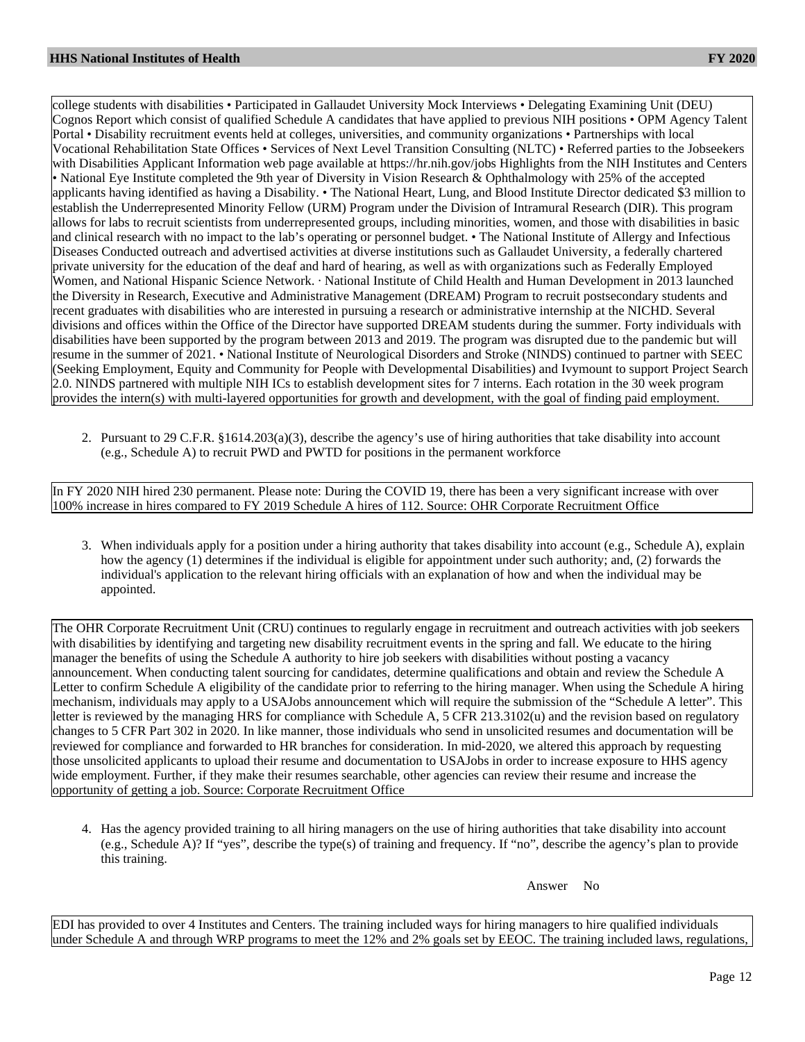college students with disabilities • Participated in Gallaudet University Mock Interviews • Delegating Examining Unit (DEU) Cognos Report which consist of qualified Schedule A candidates that have applied to previous NIH positions • OPM Agency Talent Portal • Disability recruitment events held at colleges, universities, and community organizations • Partnerships with local Vocational Rehabilitation State Offices • Services of Next Level Transition Consulting (NLTC) • Referred parties to the Jobseekers with Disabilities Applicant Information web page available at https://hr.nih.gov/jobs Highlights from the NIH Institutes and Centers • National Eye Institute completed the 9th year of Diversity in Vision Research & Ophthalmology with 25% of the accepted applicants having identified as having a Disability. • The National Heart, Lung, and Blood Institute Director dedicated $3 million to establish the Underrepresented Minority Fellow (URM) Program under the Division of Intramural Research (DIR). This program allows for labs to recruit scientists from underrepresented groups, including minorities, women, and those with disabilities in basic and clinical research with no impact to the lab's operating or personnel budget. • The National Institute of Allergy and Infectious Diseases Conducted outreach and advertised activities at diverse institutions such as Gallaudet University, a federally chartered private university for the education of the deaf and hard of hearing, as well as with organizations such as Federally Employed Women, and National Hispanic Science Network. · National Institute of Child Health and Human Development in 2013 launched the Diversity in Research, Executive and Administrative Management (DREAM) Program to recruit postsecondary students and recent graduates with disabilities who are interested in pursuing a research or administrative internship at the NICHD. Several divisions and offices within the Office of the Director have supported DREAM students during the summer. Forty individuals with disabilities have been supported by the program between 2013 and 2019. The program was disrupted due to the pandemic but will resume in the summer of 2021. • National Institute of Neurological Disorders and Stroke (NINDS) continued to partner with SEEC (Seeking Employment, Equity and Community for People with Developmental Disabilities) and Ivymount to support Project Search 2.0. NINDS partnered with multiple NIH ICs to establish development sites for 7 interns. Each rotation in the 30 week program provides the intern(s) with multi-layered opportunities for growth and development, with the goal of finding paid employment.

2. Pursuant to 29 C.F.R. §1614.203(a)(3), describe the agency's use of hiring authorities that take disability into account (e.g., Schedule A) to recruit PWD and PWTD for positions in the permanent workforce

In FY 2020 NIH hired 230 permanent. Please note: During the COVID 19, there has been a very significant increase with over 100% increase in hires compared to FY 2019 Schedule A hires of 112. Source: OHR Corporate Recruitment Office

3. When individuals apply for a position under a hiring authority that takes disability into account (e.g., Schedule A), explain how the agency (1) determines if the individual is eligible for appointment under such authority; and, (2) forwards the individual's application to the relevant hiring officials with an explanation of how and when the individual may be appointed.

The OHR Corporate Recruitment Unit (CRU) continues to regularly engage in recruitment and outreach activities with job seekers with disabilities by identifying and targeting new disability recruitment events in the spring and fall. We educate to the hiring manager the benefits of using the Schedule A authority to hire job seekers with disabilities without posting a vacancy announcement. When conducting talent sourcing for candidates, determine qualifications and obtain and review the Schedule A Letter to confirm Schedule A eligibility of the candidate prior to referring to the hiring manager. When using the Schedule A hiring mechanism, individuals may apply to a USAJobs announcement which will require the submission of the "Schedule A letter". This letter is reviewed by the managing HRS for compliance with Schedule A, 5 CFR 213.3102(u) and the revision based on regulatory changes to 5 CFR Part 302 in 2020. In like manner, those individuals who send in unsolicited resumes and documentation will be reviewed for compliance and forwarded to HR branches for consideration. In mid-2020, we altered this approach by requesting those unsolicited applicants to upload their resume and documentation to USAJobs in order to increase exposure to HHS agency wide employment. Further, if they make their resumes searchable, other agencies can review their resume and increase the opportunity of getting a job. Source: Corporate Recruitment Office

4. Has the agency provided training to all hiring managers on the use of hiring authorities that take disability into account (e.g., Schedule A)? If "yes", describe the type(s) of training and frequency. If "no", describe the agency's plan to provide this training.

Answer No

EDI has provided to over 4 Institutes and Centers. The training included ways for hiring managers to hire qualified individuals under Schedule A and through WRP programs to meet the 12% and 2% goals set by EEOC. The training included laws, regulations,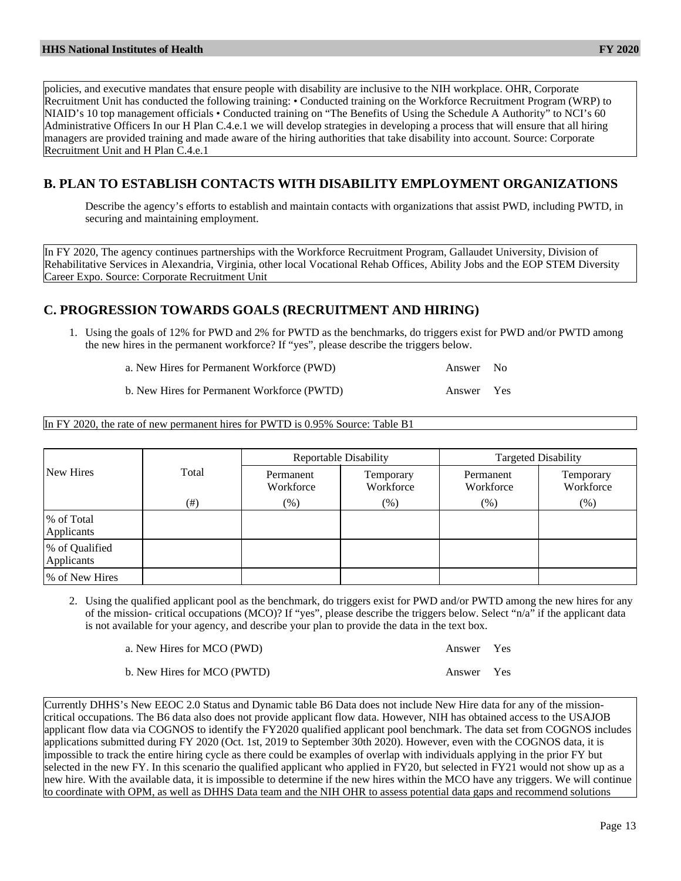policies, and executive mandates that ensure people with disability are inclusive to the NIH workplace. OHR, Corporate Recruitment Unit has conducted the following training: • Conducted training on the Workforce Recruitment Program (WRP) to NIAID's 10 top management officials • Conducted training on "The Benefits of Using the Schedule A Authority" to NCI's 60 Administrative Officers In our H Plan C.4.e.1 we will develop strategies in developing a process that will ensure that all hiring managers are provided training and made aware of the hiring authorities that take disability into account. Source: Corporate Recruitment Unit and H Plan C.4.e.1

## B. PLAN TO ESTABLISH CONTACTS WITH DISABILITY EMPLOYMENT ORGANIZATIONS

Describe the agency's efforts to establish and maintain contacts with organizations that assist PWD, including PWTD, in securing and maintaining employment.

In FY 2020, The agency continues partnerships with the Workforce Recruitment Program, Gallaudet University, Division of Rehabilitative Services in Alexandria, Virginia, other local Vocational Rehab Offices, Ability Jobs and the EOP STEM Diversity Career Expo. Source: Corporate Recruitment Unit

## C. PROGRESSION TOWARDS GOALS (RECRUITMENT AND HIRING)

1. Using the goals of 12% for PWD and 2% for PWTD as the benchmarks, do triggers exist for PWD and/or PWTD among the new hires in the permanent workforce? If "yes", please describe the triggers below.

   a. New Hires for Permanent Workforce (PWD) Answer No

   b. New Hires for Permanent Workforce (PWTD) Answer Yes

In FY 2020, the rate of new permanent hires for PWTD is 0.95% Source: Table B1

| New Hires | Total | Reportable Disability | | Targeted Disability | |
|---|---|---|---|---|---|
| | | Permanent Workforce | Temporary Workforce | Permanent Workforce | Temporary Workforce |
| | (#) | (%) | (%) | (%) | (%) |
| % of Total Applicants | | | | | |
| % of Qualified Applicants | | | | | |
| % of New Hires | | | | | |

2. Using the qualified applicant pool as the benchmark, do triggers exist for PWD and/or PWTD among the new hires for any of the mission- critical occupations (MCO)? If "yes", please describe the triggers below. Select "n/a" if the applicant data is not available for your agency, and describe your plan to provide the data in the text box.

   a. New Hires for MCO (PWD) Answer Yes

   b. New Hires for MCO (PWTD) Answer Yes

Currently DHHS's New EEOC 2.0 Status and Dynamic table B6 Data does not include New Hire data for any of the mission-critical occupations. The B6 data also does not provide applicant flow data. However, NIH has obtained access to the USAJOB applicant flow data via COGNOS to identify the FY2020 qualified applicant pool benchmark. The data set from COGNOS includes applications submitted during FY 2020 (Oct. 1st, 2019 to September 30th 2020). However, even with the COGNOS data, it is impossible to track the entire hiring cycle as there could be examples of overlap with individuals applying in the prior FY but selected in the new FY. In this scenario the qualified applicant who applied in FY20, but selected in FY21 would not show up as a new hire. With the available data, it is impossible to determine if the new hires within the MCO have any triggers. We will continue to coordinate with OPM, as well as DHHS Data team and the NIH OHR to assess potential data gaps and recommend solutions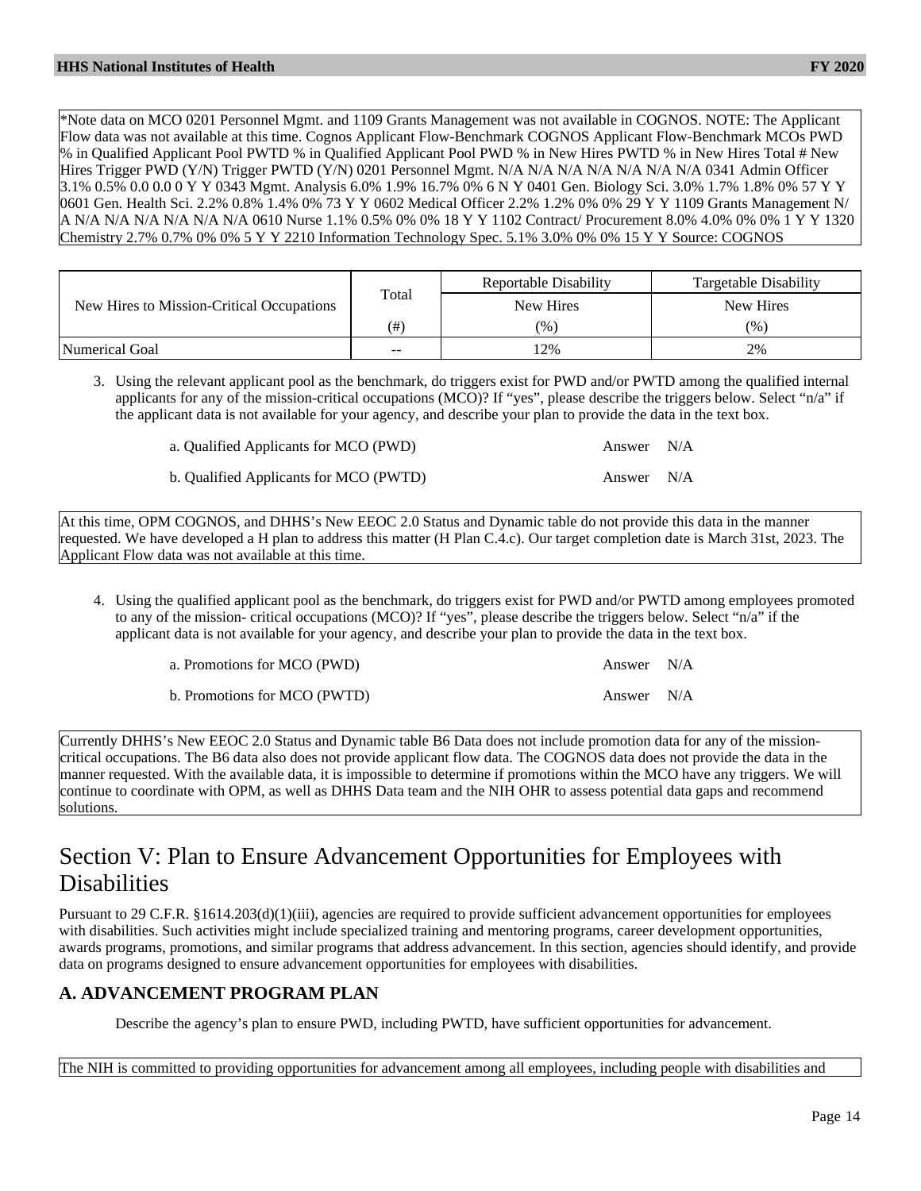*Note data on MCO 0201 Personnel Mgmt. and 1109 Grants Management was not available in COGNOS. NOTE: The Applicant Flow data was not available at this time. Cognos Applicant Flow-Benchmark COGNOS Applicant Flow-Benchmark MCOs PWD % in Qualified Applicant Pool PWTD % in Qualified Applicant Pool PWD % in New Hires PWTD % in New Hires Total # New Hires Trigger PWD (Y/N) Trigger PWTD (Y/N) 0201 Personnel Mgmt. N/A N/A N/A N/A N/A N/A N/A 0341 Admin Officer 3.1% 0.5% 0.0 0.0 0 Y Y 0343 Mgmt. Analysis 6.0% 1.9% 16.7% 0% 6 N Y 0401 Gen. Biology Sci. 3.0% 1.7% 1.8% 0% 57 Y Y 0601 Gen. Health Sci. 2.2% 0.8% 1.4% 0% 73 Y Y 0602 Medical Officer 2.2% 1.2% 0% 0% 29 Y Y 1109 Grants Management N/A N/A N/A N/A N/A N/A N/A 0610 Nurse 1.1% 0.5% 0% 0% 18 Y Y 1102 Contract/ Procurement 8.0% 4.0% 0% 0% 1 Y Y 1320 Chemistry 2.7% 0.7% 0% 0% 5 Y Y 2210 Information Technology Spec. 5.1% 3.0% 0% 0% 15 Y Y Source: COGNOS

| New Hires to Mission-Critical Occupations | Total | Reportable Disability | Targetable Disability |
|---|---|---|---|
| | | New Hires | New Hires |
| | (#) | (%) | (%) |
| Numerical Goal | -- | 12% | 2% |

3. Using the relevant applicant pool as the benchmark, do triggers exist for PWD and/or PWTD among the qualified internal applicants for any of the mission-critical occupations (MCO)? If "yes", please describe the triggers below. Select "n/a" if the applicant data is not available for your agency, and describe your plan to provide the data in the text box.

   a. Qualified Applicants for MCO (PWD) Answer N/A

   b. Qualified Applicants for MCO (PWTD) Answer N/A

At this time, OPM COGNOS, and DHHS's New EEOC 2.0 Status and Dynamic table do not provide this data in the manner requested. We have developed a H plan to address this matter (H Plan C.4.c). Our target completion date is March 31st, 2023. The Applicant Flow data was not available at this time.

4. Using the qualified applicant pool as the benchmark, do triggers exist for PWD and/or PWTD among employees promoted to any of the mission- critical occupations (MCO)? If "yes", please describe the triggers below. Select "n/a" if the applicant data is not available for your agency, and describe your plan to provide the data in the text box.

   a. Promotions for MCO (PWD) Answer N/A

   b. Promotions for MCO (PWTD) Answer N/A

Currently DHHS's New EEOC 2.0 Status and Dynamic table B6 Data does not include promotion data for any of the mission-critical occupations. The B6 data also does not provide applicant flow data. The COGNOS data does not provide the data in the manner requested. With the available data, it is impossible to determine if promotions within the MCO have any triggers. We will continue to coordinate with OPM, as well as DHHS Data team and the NIH OHR to assess potential data gaps and recommend solutions.

# Section V: Plan to Ensure Advancement Opportunities for Employees with Disabilities

Pursuant to 29 C.F.R. §1614.203(d)(1)(iii), agencies are required to provide sufficient advancement opportunities for employees with disabilities. Such activities might include specialized training and mentoring programs, career development opportunities, awards programs, promotions, and similar programs that address advancement. In this section, agencies should identify, and provide data on programs designed to ensure advancement opportunities for employees with disabilities.

## A. ADVANCEMENT PROGRAM PLAN

Describe the agency's plan to ensure PWD, including PWTD, have sufficient opportunities for advancement.

The NIH is committed to providing opportunities for advancement among all employees, including people with disabilities and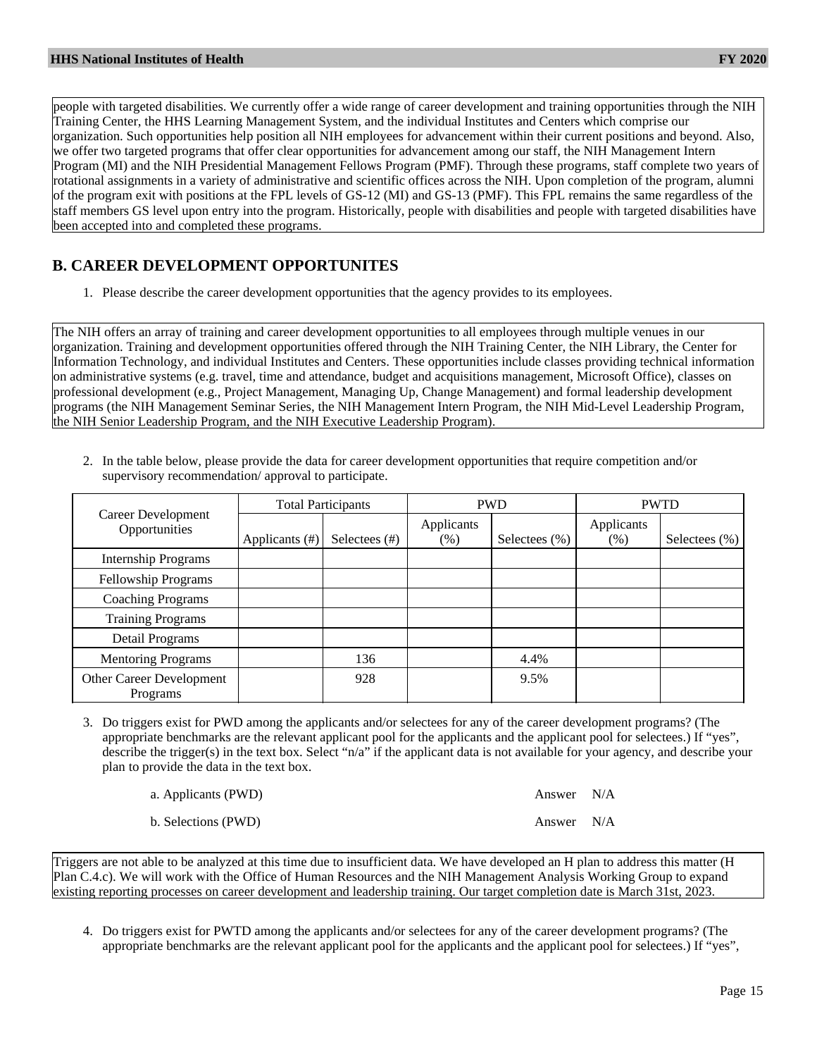people with targeted disabilities. We currently offer a wide range of career development and training opportunities through the NIH Training Center, the HHS Learning Management System, and the individual Institutes and Centers which comprise our organization. Such opportunities help position all NIH employees for advancement within their current positions and beyond. Also, we offer two targeted programs that offer clear opportunities for advancement among our staff, the NIH Management Intern Program (MI) and the NIH Presidential Management Fellows Program (PMF). Through these programs, staff complete two years of rotational assignments in a variety of administrative and scientific offices across the NIH. Upon completion of the program, alumni of the program exit with positions at the FPL levels of GS-12 (MI) and GS-13 (PMF). This FPL remains the same regardless of the staff members GS level upon entry into the program. Historically, people with disabilities and people with targeted disabilities have been accepted into and completed these programs.

## B. CAREER DEVELOPMENT OPPORTUNITES

1. Please describe the career development opportunities that the agency provides to its employees.

The NIH offers an array of training and career development opportunities to all employees through multiple venues in our organization. Training and development opportunities offered through the NIH Training Center, the NIH Library, the Center for Information Technology, and individual Institutes and Centers. These opportunities include classes providing technical information on administrative systems (e.g. travel, time and attendance, budget and acquisitions management, Microsoft Office), classes on professional development (e.g., Project Management, Managing Up, Change Management) and formal leadership development programs (the NIH Management Seminar Series, the NIH Management Intern Program, the NIH Mid-Level Leadership Program, the NIH Senior Leadership Program, and the NIH Executive Leadership Program).

2. In the table below, please provide the data for career development opportunities that require competition and/or supervisory recommendation/ approval to participate.

| Career Development Opportunities | Total Participants | | PWD | | PWTD | |
|---|---|---|---|---|---|---|
| | Applicants (#) | Selectees (#) | Applicants (%) | Selectees (%) | Applicants (%) | Selectees (%) |
| Internship Programs | | | | | | |
| Fellowship Programs | | | | | | |
| Coaching Programs | | | | | | |
| Training Programs | | | | | | |
| Detail Programs | | | | | | |
| Mentoring Programs | | 136 | | 4.4% | | |
| Other Career Development Programs | | 928 | | 9.5% | | |

3. Do triggers exist for PWD among the applicants and/or selectees for any of the career development programs? (The appropriate benchmarks are the relevant applicant pool for the applicants and the applicant pool for selectees.) If "yes", describe the trigger(s) in the text box. Select "n/a" if the applicant data is not available for your agency, and describe your plan to provide the data in the text box.

a. Applicants (PWD) Answer N/A

b. Selections (PWD) Answer N/A

Triggers are not able to be analyzed at this time due to insufficient data. We have developed an H plan to address this matter (H Plan C.4.c). We will work with the Office of Human Resources and the NIH Management Analysis Working Group to expand existing reporting processes on career development and leadership training. Our target completion date is March 31st, 2023.

4. Do triggers exist for PWTD among the applicants and/or selectees for any of the career development programs? (The appropriate benchmarks are the relevant applicant pool for the applicants and the applicant pool for selectees.) If "yes",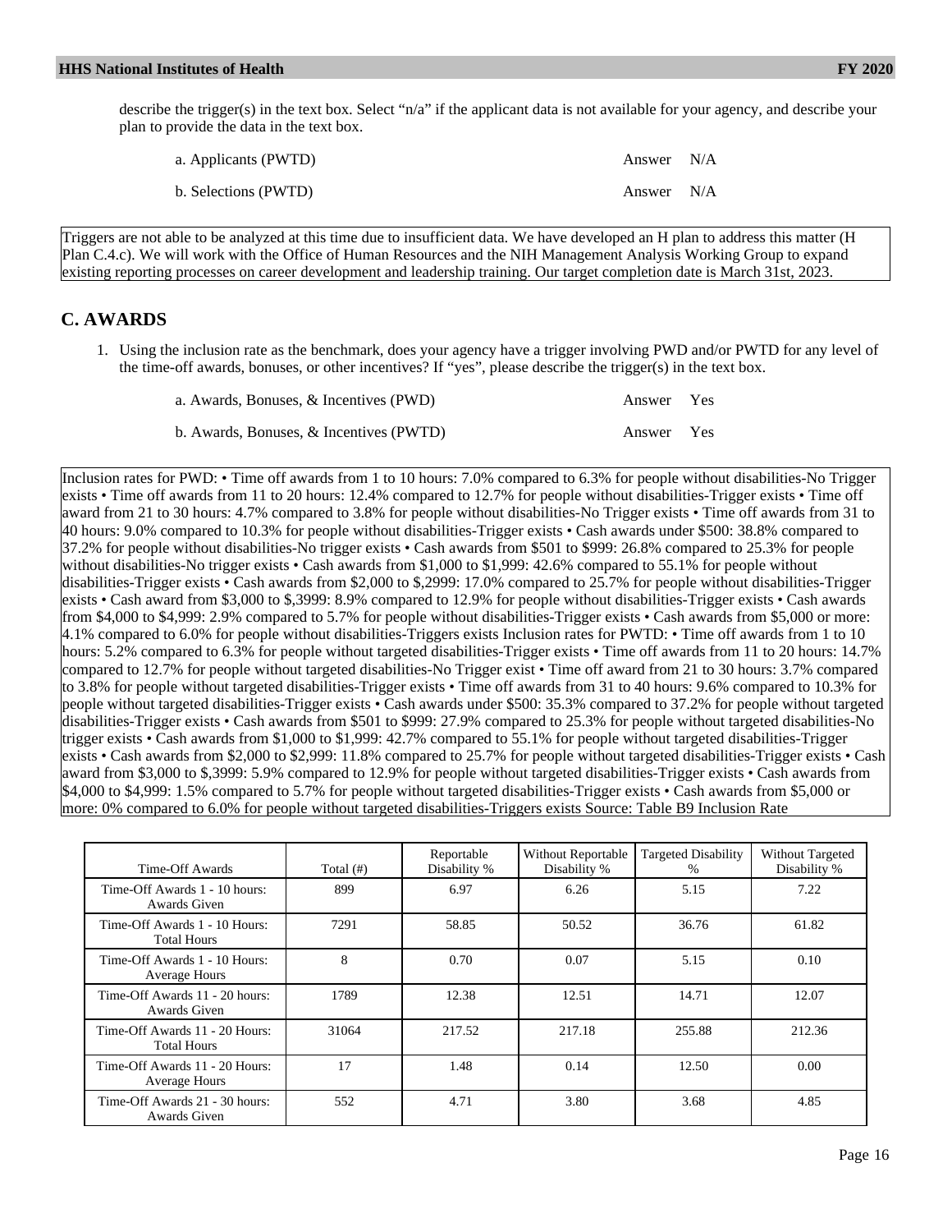describe the trigger(s) in the text box. Select "n/a" if the applicant data is not available for your agency, and describe your plan to provide the data in the text box.

a. Applicants (PWTD) Answer N/A

b. Selections (PWTD) Answer N/A

Triggers are not able to be analyzed at this time due to insufficient data. We have developed an H plan to address this matter (H Plan C.4.c). We will work with the Office of Human Resources and the NIH Management Analysis Working Group to expand existing reporting processes on career development and leadership training. Our target completion date is March 31st, 2023.

## C. AWARDS

1. Using the inclusion rate as the benchmark, does your agency have a trigger involving PWD and/or PWTD for any level of the time-off awards, bonuses, or other incentives? If "yes", please describe the trigger(s) in the text box.

a. Awards, Bonuses, & Incentives (PWD) Answer Yes

b. Awards, Bonuses, & Incentives (PWTD) Answer Yes

Inclusion rates for PWD: • Time off awards from 1 to 10 hours: 7.0% compared to 6.3% for people without disabilities-No Trigger exists • Time off awards from 11 to 20 hours: 12.4% compared to 12.7% for people without disabilities-Trigger exists • Time off award from 21 to 30 hours: 4.7% compared to 3.8% for people without disabilities-No Trigger exists • Time off awards from 31 to 40 hours: 9.0% compared to 10.3% for people without disabilities-Trigger exists • Cash awards under $500: 38.8% compared to 37.2% for people without disabilities-No trigger exists • Cash awards from $501 to $999: 26.8% compared to 25.3% for people without disabilities-No trigger exists • Cash awards from $1,000 to $1,999: 42.6% compared to 55.1% for people without disabilities-Trigger exists • Cash awards from $2,000 to $,2999: 17.0% compared to 25.7% for people without disabilities-Trigger exists • Cash award from $3,000 to $,3999: 8.9% compared to 12.9% for people without disabilities-Trigger exists • Cash awards from $4,000 to $4,999: 2.9% compared to 5.7% for people without disabilities-Trigger exists • Cash awards from $5,000 or more: 4.1% compared to 6.0% for people without disabilities-Triggers exists Inclusion rates for PWTD: • Time off awards from 1 to 10 hours: 5.2% compared to 6.3% for people without targeted disabilities-Trigger exists • Time off awards from 11 to 20 hours: 14.7% compared to 12.7% for people without targeted disabilities-No Trigger exist • Time off award from 21 to 30 hours: 3.7% compared to 3.8% for people without targeted disabilities-Trigger exists • Time off awards from 31 to 40 hours: 9.6% compared to 10.3% for people without targeted disabilities-Trigger exists • Cash awards under $500: 35.3% compared to 37.2% for people without targeted disabilities-Trigger exists • Cash awards from $501 to $999: 27.9% compared to 25.3% for people without targeted disabilities-No trigger exists • Cash awards from $1,000 to $1,999: 42.7% compared to 55.1% for people without targeted disabilities-Trigger exists • Cash awards from $2,000 to $2,999: 11.8% compared to 25.7% for people without targeted disabilities-Trigger exists • Cash award from $3,000 to $,3999: 5.9% compared to 12.9% for people without targeted disabilities-Trigger exists • Cash awards from $4,000 to $4,999: 1.5% compared to 5.7% for people without targeted disabilities-Trigger exists • Cash awards from $5,000 or more: 0% compared to 6.0% for people without targeted disabilities-Triggers exists Source: Table B9 Inclusion Rate

| Time-Off Awards | Total (#) | Reportable Disability % | Without Reportable Disability % | Targeted Disability % | Without Targeted Disability % |
|---|---|---|---|---|---|
| Time-Off Awards 1 - 10 hours: Awards Given | 899 | 6.97 | 6.26 | 5.15 | 7.22 |
| Time-Off Awards 1 - 10 Hours: Total Hours | 7291 | 58.85 | 50.52 | 36.76 | 61.82 |
| Time-Off Awards 1 - 10 Hours: Average Hours | 8 | 0.70 | 0.07 | 5.15 | 0.10 |
| Time-Off Awards 11 - 20 hours: Awards Given | 1789 | 12.38 | 12.51 | 14.71 | 12.07 |
| Time-Off Awards 11 - 20 Hours: Total Hours | 31064 | 217.52 | 217.18 | 255.88 | 212.36 |
| Time-Off Awards 11 - 20 Hours: Average Hours | 17 | 1.48 | 0.14 | 12.50 | 0.00 |
| Time-Off Awards 21 - 30 hours: Awards Given | 552 | 4.71 | 3.80 | 3.68 | 4.85 |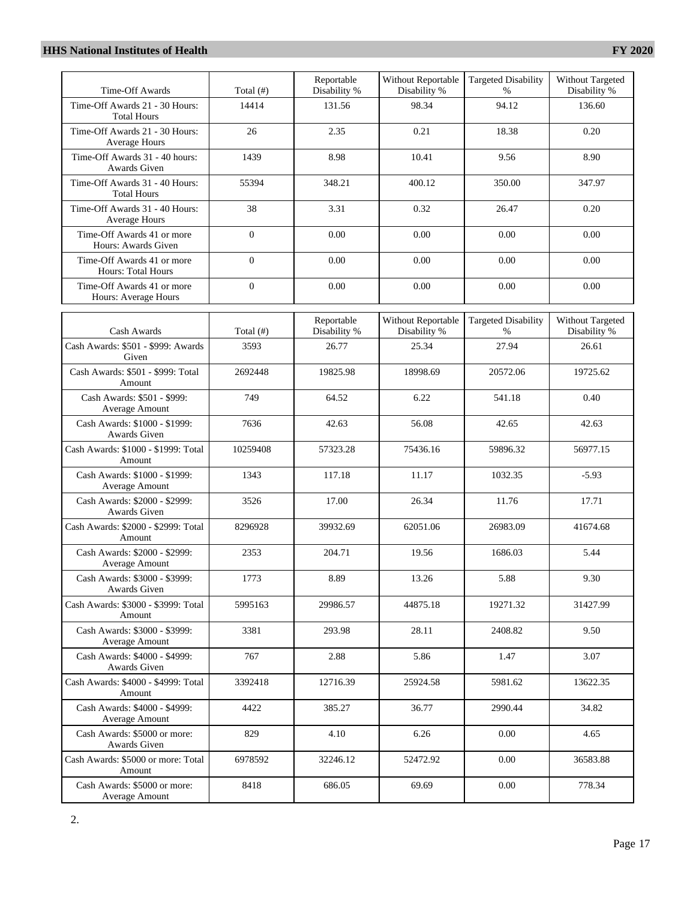| Time-Off Awards | Total (#) | Reportable Disability % | Without Reportable Disability % | Targeted Disability % | Without Targeted Disability % |
|---|---|---|---|---|---|
| Time-Off Awards 21 - 30 Hours: Total Hours | 14414 | 131.56 | 98.34 | 94.12 | 136.60 |
| Time-Off Awards 21 - 30 Hours: Average Hours | 26 | 2.35 | 0.21 | 18.38 | 0.20 |
| Time-Off Awards 31 - 40 hours: Awards Given | 1439 | 8.98 | 10.41 | 9.56 | 8.90 |
| Time-Off Awards 31 - 40 Hours: Total Hours | 55394 | 348.21 | 400.12 | 350.00 | 347.97 |
| Time-Off Awards 31 - 40 Hours: Average Hours | 38 | 3.31 | 0.32 | 26.47 | 0.20 |
| Time-Off Awards 41 or more Hours: Awards Given | 0 | 0.00 | 0.00 | 0.00 | 0.00 |
| Time-Off Awards 41 or more Hours: Total Hours | 0 | 0.00 | 0.00 | 0.00 | 0.00 |
| Time-Off Awards 41 or more Hours: Average Hours | 0 | 0.00 | 0.00 | 0.00 | 0.00 |

| Cash Awards | Total (#) | Reportable Disability % | Without Reportable Disability % | Targeted Disability % | Without Targeted Disability % |
|---|---|---|---|---|---|
| Cash Awards: $501 - $999: Awards Given | 3593 | 26.77 | 25.34 | 27.94 | 26.61 |
| Cash Awards: $501 - $999: Total Amount | 2692448 | 19825.98 | 18998.69 | 20572.06 | 19725.62 |
| Cash Awards: $501 - $999: Average Amount | 749 | 64.52 | 6.22 | 541.18 | 0.40 |
| Cash Awards: $1000 - $1999: Awards Given | 7636 | 42.63 | 56.08 | 42.65 | 42.63 |
| Cash Awards: $1000 - $1999: Total Amount | 10259408 | 57323.28 | 75436.16 | 59896.32 | 56977.15 |
| Cash Awards: $1000 - $1999: Average Amount | 1343 | 117.18 | 11.17 | 1032.35 | -5.93 |
| Cash Awards: $2000 - $2999: Awards Given | 3526 | 17.00 | 26.34 | 11.76 | 17.71 |
| Cash Awards: $2000 - $2999: Total Amount | 8296928 | 39932.69 | 62051.06 | 26983.09 | 41674.68 |
| Cash Awards: $2000 - $2999: Average Amount | 2353 | 204.71 | 19.56 | 1686.03 | 5.44 |
| Cash Awards: $3000 - $3999: Awards Given | 1773 | 8.89 | 13.26 | 5.88 | 9.30 |
| Cash Awards: $3000 - $3999: Total Amount | 5995163 | 29986.57 | 44875.18 | 19271.32 | 31427.99 |
| Cash Awards: $3000 - $3999: Average Amount | 3381 | 293.98 | 28.11 | 2408.82 | 9.50 |
| Cash Awards: $4000 - $4999: Awards Given | 767 | 2.88 | 5.86 | 1.47 | 3.07 |
| Cash Awards: $4000 - $4999: Total Amount | 3392418 | 12716.39 | 25924.58 | 5981.62 | 13622.35 |
| Cash Awards: $4000 - $4999: Average Amount | 4422 | 385.27 | 36.77 | 2990.44 | 34.82 |
| Cash Awards: $5000 or more: Awards Given | 829 | 4.10 | 6.26 | 0.00 | 4.65 |
| Cash Awards: $5000 or more: Total Amount | 6978592 | 32246.12 | 52472.92 | 0.00 | 36583.88 |
| Cash Awards: $5000 or more: Average Amount | 8418 | 686.05 | 69.69 | 0.00 | 778.34 |

2.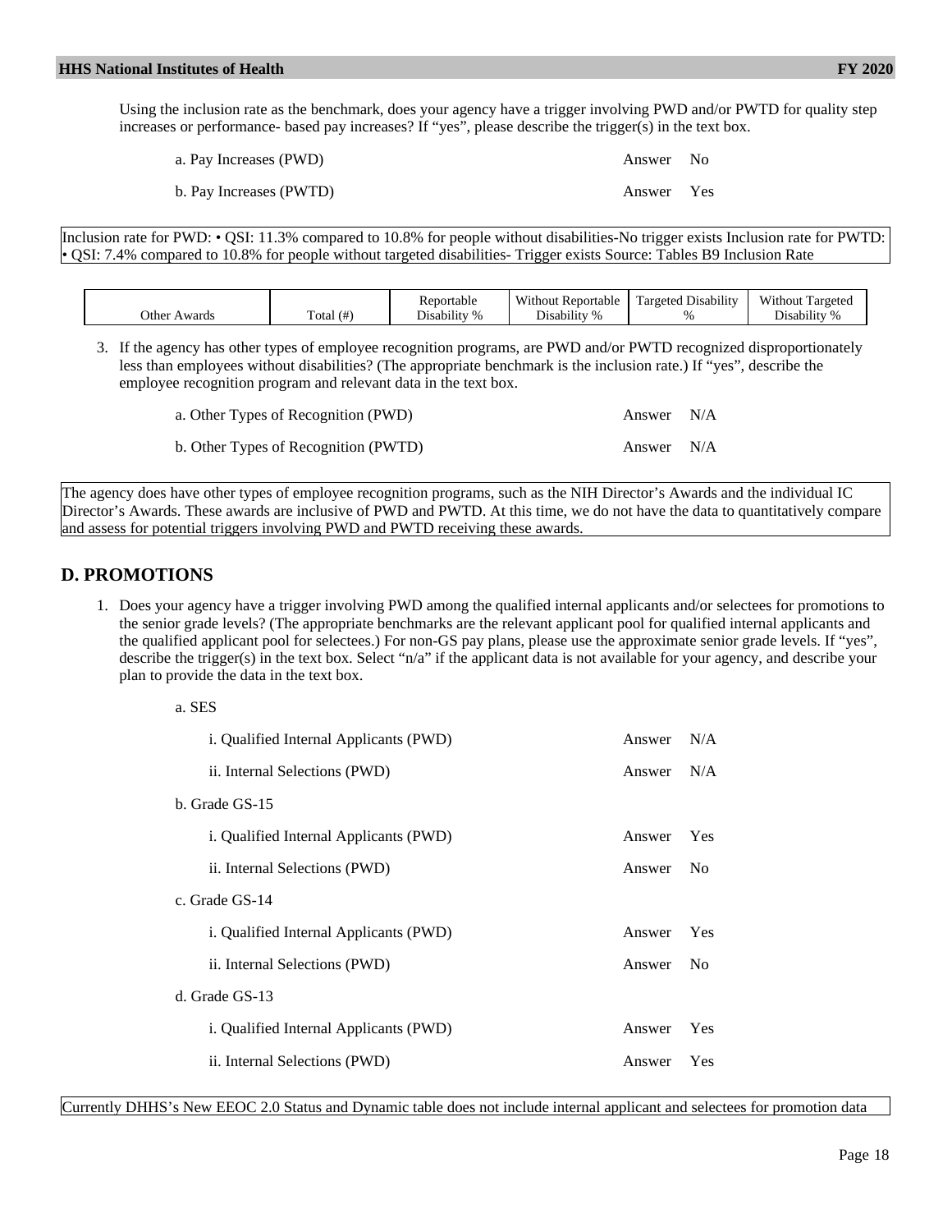Using the inclusion rate as the benchmark, does your agency have a trigger involving PWD and/or PWTD for quality step increases or performance- based pay increases? If "yes", please describe the trigger(s) in the text box.

a. Pay Increases (PWD) Answer No

b. Pay Increases (PWTD) Answer Yes

Inclusion rate for PWD: • QSI: 11.3% compared to 10.8% for people without disabilities-No trigger exists Inclusion rate for PWTD: • QSI: 7.4% compared to 10.8% for people without targeted disabilities- Trigger exists Source: Tables B9 Inclusion Rate

| Other Awards | Total (#) | Reportable Disability % | Without Reportable Disability % | Targeted Disability % | Without Targeted Disability % |
|---|---|---|---|---|---|

3. If the agency has other types of employee recognition programs, are PWD and/or PWTD recognized disproportionately less than employees without disabilities? (The appropriate benchmark is the inclusion rate.) If "yes", describe the employee recognition program and relevant data in the text box.

   a. Other Types of Recognition (PWD) Answer N/A

   b. Other Types of Recognition (PWTD) Answer N/A

The agency does have other types of employee recognition programs, such as the NIH Director's Awards and the individual IC Director's Awards. These awards are inclusive of PWD and PWTD. At this time, we do not have the data to quantitatively compare and assess for potential triggers involving PWD and PWTD receiving these awards.

## D. PROMOTIONS

1. Does your agency have a trigger involving PWD among the qualified internal applicants and/or selectees for promotions to the senior grade levels? (The appropriate benchmarks are the relevant applicant pool for qualified internal applicants and the qualified applicant pool for selectees.) For non-GS pay plans, please use the approximate senior grade levels. If "yes", describe the trigger(s) in the text box. Select "n/a" if the applicant data is not available for your agency, and describe your plan to provide the data in the text box.

   a. SES

      i. Qualified Internal Applicants (PWD) Answer N/A

      ii. Internal Selections (PWD) Answer N/A

   b. Grade GS-15

      i. Qualified Internal Applicants (PWD) Answer Yes

      ii. Internal Selections (PWD) Answer No

   c. Grade GS-14

      i. Qualified Internal Applicants (PWD) Answer Yes

      ii. Internal Selections (PWD) Answer No

   d. Grade GS-13

      i. Qualified Internal Applicants (PWD) Answer Yes

      ii. Internal Selections (PWD) Answer Yes

Currently DHHS's New EEOC 2.0 Status and Dynamic table does not include internal applicant and selectees for promotion data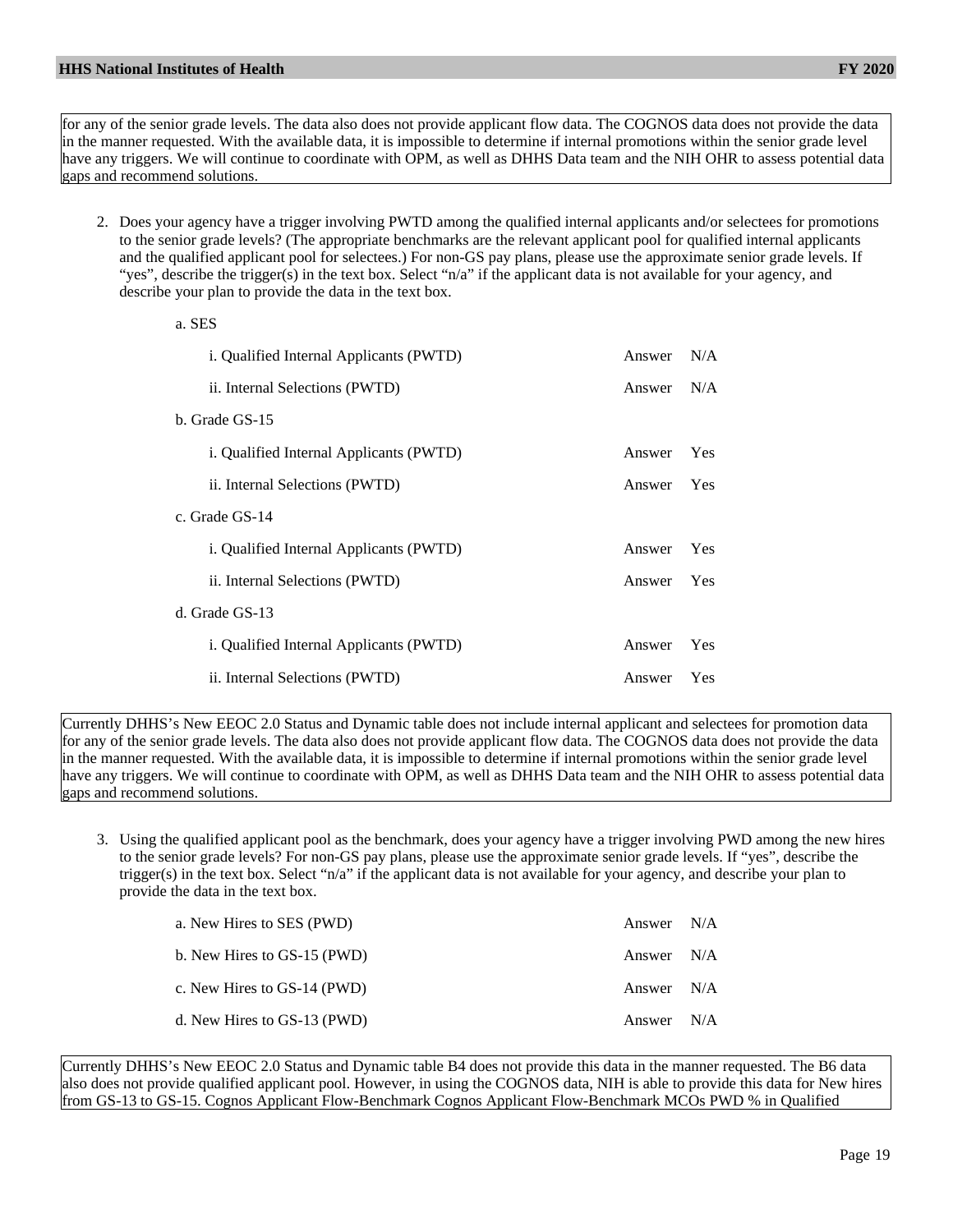for any of the senior grade levels. The data also does not provide applicant flow data. The COGNOS data does not provide the data in the manner requested. With the available data, it is impossible to determine if internal promotions within the senior grade level have any triggers. We will continue to coordinate with OPM, as well as DHHS Data team and the NIH OHR to assess potential data gaps and recommend solutions.

2. Does your agency have a trigger involving PWTD among the qualified internal applicants and/or selectees for promotions to the senior grade levels? (The appropriate benchmarks are the relevant applicant pool for qualified internal applicants and the qualified applicant pool for selectees.) For non-GS pay plans, please use the approximate senior grade levels. If "yes", describe the trigger(s) in the text box. Select "n/a" if the applicant data is not available for your agency, and describe your plan to provide the data in the text box.

   a. SES

      i. Qualified Internal Applicants (PWTD) Answer N/A

      ii. Internal Selections (PWTD) Answer N/A

   b. Grade GS-15

      i. Qualified Internal Applicants (PWTD) Answer Yes

      ii. Internal Selections (PWTD) Answer Yes

   c. Grade GS-14

      i. Qualified Internal Applicants (PWTD) Answer Yes

      ii. Internal Selections (PWTD) Answer Yes

   d. Grade GS-13

      i. Qualified Internal Applicants (PWTD) Answer Yes

      ii. Internal Selections (PWTD) Answer Yes

Currently DHHS's New EEOC 2.0 Status and Dynamic table does not include internal applicant and selectees for promotion data for any of the senior grade levels. The data also does not provide applicant flow data. The COGNOS data does not provide the data in the manner requested. With the available data, it is impossible to determine if internal promotions within the senior grade level have any triggers. We will continue to coordinate with OPM, as well as DHHS Data team and the NIH OHR to assess potential data gaps and recommend solutions.

3. Using the qualified applicant pool as the benchmark, does your agency have a trigger involving PWD among the new hires to the senior grade levels? For non-GS pay plans, please use the approximate senior grade levels. If "yes", describe the trigger(s) in the text box. Select "n/a" if the applicant data is not available for your agency, and describe your plan to provide the data in the text box.

   a. New Hires to SES (PWD) Answer N/A

   b. New Hires to GS-15 (PWD) Answer N/A

   c. New Hires to GS-14 (PWD) Answer N/A

   d. New Hires to GS-13 (PWD) Answer N/A

Currently DHHS's New EEOC 2.0 Status and Dynamic table B4 does not provide this data in the manner requested. The B6 data also does not provide qualified applicant pool. However, in using the COGNOS data, NIH is able to provide this data for New hires from GS-13 to GS-15. Cognos Applicant Flow-Benchmark Cognos Applicant Flow-Benchmark MCOs PWD % in Qualified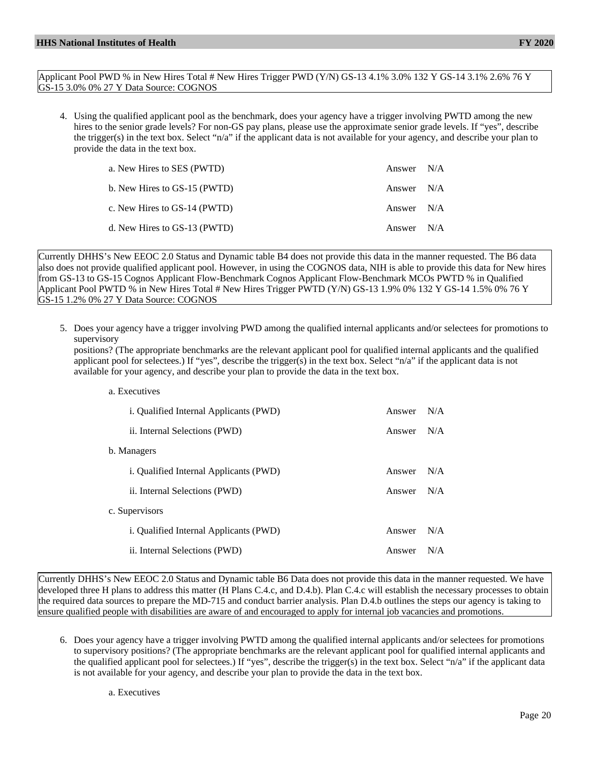Applicant Pool PWD % in New Hires Total # New Hires Trigger PWD (Y/N) GS-13 4.1% 3.0% 132 Y GS-14 3.1% 2.6% 76 Y GS-15 3.0% 0% 27 Y Data Source: COGNOS

4. Using the qualified applicant pool as the benchmark, does your agency have a trigger involving PWTD among the new hires to the senior grade levels? For non-GS pay plans, please use the approximate senior grade levels. If "yes", describe the trigger(s) in the text box. Select "n/a" if the applicant data is not available for your agency, and describe your plan to provide the data in the text box.

| | | |
|---|---|---|
| a. New Hires to SES (PWTD) | Answer | N/A |
| b. New Hires to GS-15 (PWTD) | Answer | N/A |
| c. New Hires to GS-14 (PWTD) | Answer | N/A |
| d. New Hires to GS-13 (PWTD) | Answer | N/A |

Currently DHHS's New EEOC 2.0 Status and Dynamic table B4 does not provide this data in the manner requested. The B6 data also does not provide qualified applicant pool. However, in using the COGNOS data, NIH is able to provide this data for New hires from GS-13 to GS-15 Cognos Applicant Flow-Benchmark Cognos Applicant Flow-Benchmark MCOs PWTD % in Qualified Applicant Pool PWTD % in New Hires Total # New Hires Trigger PWTD (Y/N) GS-13 1.9% 0% 132 Y GS-14 1.5% 0% 76 Y GS-15 1.2% 0% 27 Y Data Source: COGNOS

5. Does your agency have a trigger involving PWD among the qualified internal applicants and/or selectees for promotions to supervisory positions? (The appropriate benchmarks are the relevant applicant pool for qualified internal applicants and the qualified applicant pool for selectees.) If "yes", describe the trigger(s) in the text box. Select "n/a" if the applicant data is not available for your agency, and describe your plan to provide the data in the text box.

| | | |
|---|---|---|
| a. Executives | | |
| i. Qualified Internal Applicants (PWD) | Answer | N/A |
| ii. Internal Selections (PWD) | Answer | N/A |
| b. Managers | | |
| i. Qualified Internal Applicants (PWD) | Answer | N/A |
| ii. Internal Selections (PWD) | Answer | N/A |
| c. Supervisors | | |
| i. Qualified Internal Applicants (PWD) | Answer | N/A |
| ii. Internal Selections (PWD) | Answer | N/A |

Currently DHHS's New EEOC 2.0 Status and Dynamic table B6 Data does not provide this data in the manner requested. We have developed three H plans to address this matter (H Plans C.4.c, and D.4.b). Plan C.4.c will establish the necessary processes to obtain the required data sources to prepare the MD-715 and conduct barrier analysis. Plan D.4.b outlines the steps our agency is taking to ensure qualified people with disabilities are aware of and encouraged to apply for internal job vacancies and promotions.

6. Does your agency have a trigger involving PWTD among the qualified internal applicants and/or selectees for promotions to supervisory positions? (The appropriate benchmarks are the relevant applicant pool for qualified internal applicants and the qualified applicant pool for selectees.) If "yes", describe the trigger(s) in the text box. Select "n/a" if the applicant data is not available for your agency, and describe your plan to provide the data in the text box.

a. Executives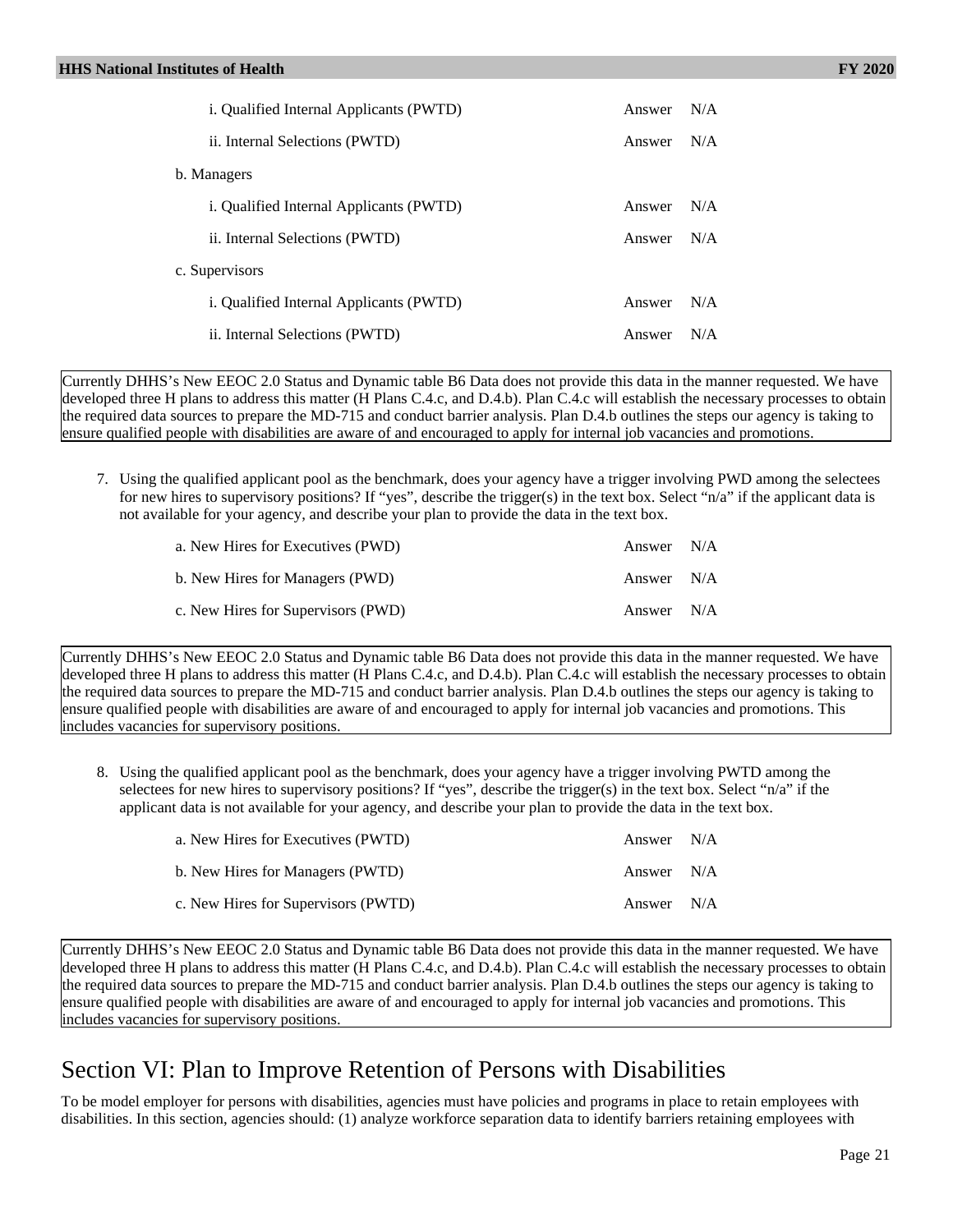i. Qualified Internal Applicants (PWTD) Answer N/A

ii. Internal Selections (PWTD) Answer N/A

b. Managers

i. Qualified Internal Applicants (PWTD) Answer N/A

ii. Internal Selections (PWTD) Answer N/A

c. Supervisors

i. Qualified Internal Applicants (PWTD) Answer N/A

ii. Internal Selections (PWTD) Answer N/A

Currently DHHS's New EEOC 2.0 Status and Dynamic table B6 Data does not provide this data in the manner requested. We have developed three H plans to address this matter (H Plans C.4.c, and D.4.b). Plan C.4.c will establish the necessary processes to obtain the required data sources to prepare the MD-715 and conduct barrier analysis. Plan D.4.b outlines the steps our agency is taking to ensure qualified people with disabilities are aware of and encouraged to apply for internal job vacancies and promotions.

7. Using the qualified applicant pool as the benchmark, does your agency have a trigger involving PWD among the selectees for new hires to supervisory positions? If "yes", describe the trigger(s) in the text box. Select "n/a" if the applicant data is not available for your agency, and describe your plan to provide the data in the text box.

a. New Hires for Executives (PWD) Answer N/A

b. New Hires for Managers (PWD) Answer N/A

c. New Hires for Supervisors (PWD) Answer N/A

Currently DHHS's New EEOC 2.0 Status and Dynamic table B6 Data does not provide this data in the manner requested. We have developed three H plans to address this matter (H Plans C.4.c, and D.4.b). Plan C.4.c will establish the necessary processes to obtain the required data sources to prepare the MD-715 and conduct barrier analysis. Plan D.4.b outlines the steps our agency is taking to ensure qualified people with disabilities are aware of and encouraged to apply for internal job vacancies and promotions. This includes vacancies for supervisory positions.

8. Using the qualified applicant pool as the benchmark, does your agency have a trigger involving PWTD among the selectees for new hires to supervisory positions? If "yes", describe the trigger(s) in the text box. Select "n/a" if the applicant data is not available for your agency, and describe your plan to provide the data in the text box.

a. New Hires for Executives (PWTD) Answer N/A

b. New Hires for Managers (PWTD) Answer N/A

c. New Hires for Supervisors (PWTD) Answer N/A

Currently DHHS's New EEOC 2.0 Status and Dynamic table B6 Data does not provide this data in the manner requested. We have developed three H plans to address this matter (H Plans C.4.c, and D.4.b). Plan C.4.c will establish the necessary processes to obtain the required data sources to prepare the MD-715 and conduct barrier analysis. Plan D.4.b outlines the steps our agency is taking to ensure qualified people with disabilities are aware of and encouraged to apply for internal job vacancies and promotions. This includes vacancies for supervisory positions.

# Section VI: Plan to Improve Retention of Persons with Disabilities

To be model employer for persons with disabilities, agencies must have policies and programs in place to retain employees with disabilities. In this section, agencies should: (1) analyze workforce separation data to identify barriers retaining employees with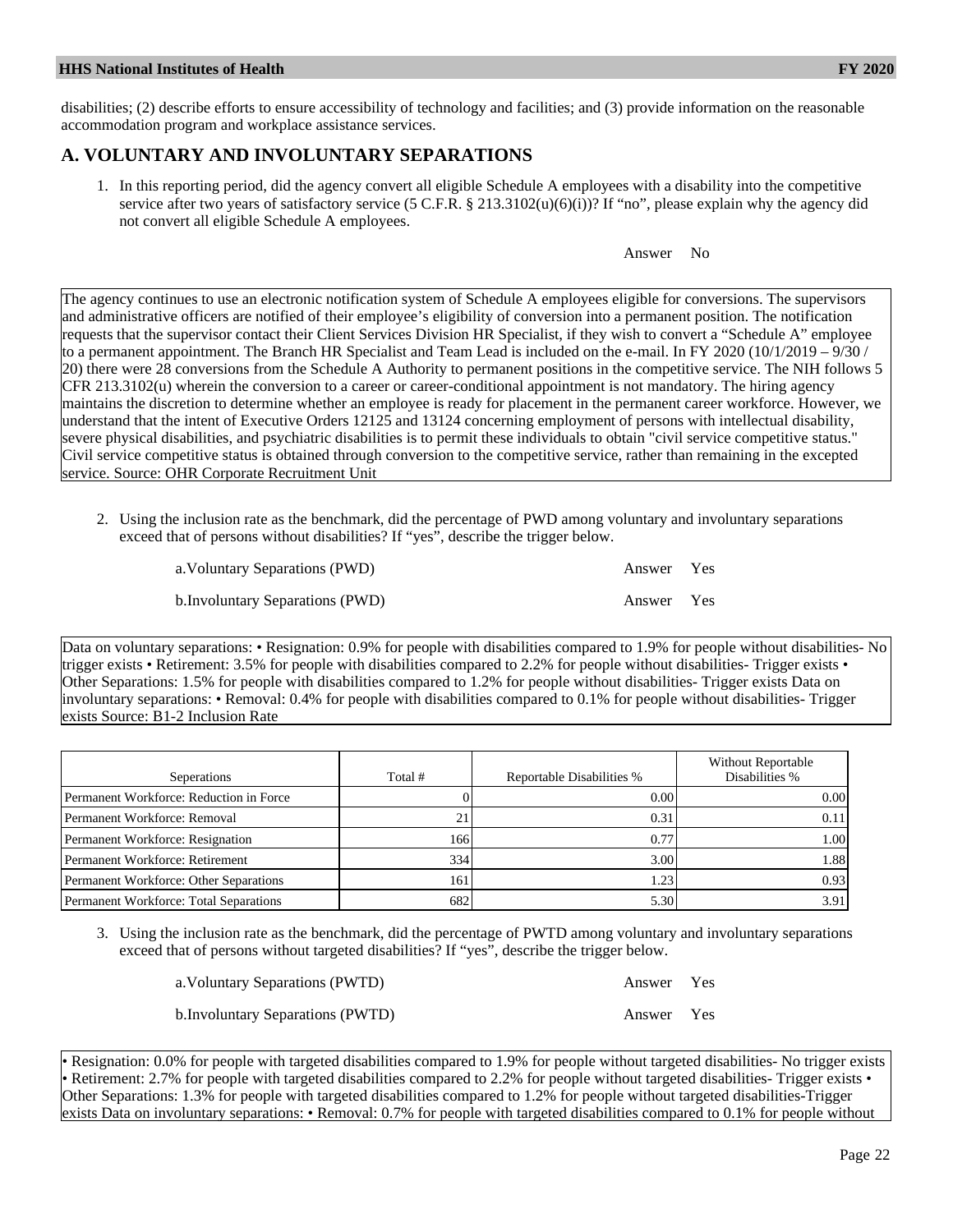disabilities; (2) describe efforts to ensure accessibility of technology and facilities; and (3) provide information on the reasonable accommodation program and workplace assistance services.

## A. VOLUNTARY AND INVOLUNTARY SEPARATIONS

1. In this reporting period, did the agency convert all eligible Schedule A employees with a disability into the competitive service after two years of satisfactory service (5 C.F.R. § 213.3102(u)(6)(i))? If "no", please explain why the agency did not convert all eligible Schedule A employees.

Answer No

The agency continues to use an electronic notification system of Schedule A employees eligible for conversions. The supervisors and administrative officers are notified of their employee's eligibility of conversion into a permanent position. The notification requests that the supervisor contact their Client Services Division HR Specialist, if they wish to convert a "Schedule A" employee to a permanent appointment. The Branch HR Specialist and Team Lead is included on the e-mail. In FY 2020 (10/1/2019 – 9/30 / 20) there were 28 conversions from the Schedule A Authority to permanent positions in the competitive service. The NIH follows 5 CFR 213.3102(u) wherein the conversion to a career or career-conditional appointment is not mandatory. The hiring agency maintains the discretion to determine whether an employee is ready for placement in the permanent career workforce. However, we understand that the intent of Executive Orders 12125 and 13124 concerning employment of persons with intellectual disability, severe physical disabilities, and psychiatric disabilities is to permit these individuals to obtain "civil service competitive status." Civil service competitive status is obtained through conversion to the competitive service, rather than remaining in the excepted service. Source: OHR Corporate Recruitment Unit

2. Using the inclusion rate as the benchmark, did the percentage of PWD among voluntary and involuntary separations exceed that of persons without disabilities? If "yes", describe the trigger below.

a.Voluntary Separations (PWD) Answer Yes

b.Involuntary Separations (PWD) Answer Yes

Data on voluntary separations: • Resignation: 0.9% for people with disabilities compared to 1.9% for people without disabilities- No trigger exists • Retirement: 3.5% for people with disabilities compared to 2.2% for people without disabilities- Trigger exists • Other Separations: 1.5% for people with disabilities compared to 1.2% for people without disabilities- Trigger exists Data on involuntary separations: • Removal: 0.4% for people with disabilities compared to 0.1% for people without disabilities- Trigger exists Source: B1-2 Inclusion Rate

| Seperations | Total # | Reportable Disabilities % | Without Reportable Disabilities % |
|---|---|---|---|
| Permanent Workforce: Reduction in Force | 0 | 0.00 | 0.00 |
| Permanent Workforce: Removal | 21 | 0.31 | 0.11 |
| Permanent Workforce: Resignation | 166 | 0.77 | 1.00 |
| Permanent Workforce: Retirement | 334 | 3.00 | 1.88 |
| Permanent Workforce: Other Separations | 161 | 1.23 | 0.93 |
| Permanent Workforce: Total Separations | 682 | 5.30 | 3.91 |

3. Using the inclusion rate as the benchmark, did the percentage of PWTD among voluntary and involuntary separations exceed that of persons without targeted disabilities? If "yes", describe the trigger below.

a.Voluntary Separations (PWTD) Answer Yes

b.Involuntary Separations (PWTD) Answer Yes

• Resignation: 0.0% for people with targeted disabilities compared to 1.9% for people without targeted disabilities- No trigger exists • Retirement: 2.7% for people with targeted disabilities compared to 2.2% for people without targeted disabilities- Trigger exists • Other Separations: 1.3% for people with targeted disabilities compared to 1.2% for people without targeted disabilities-Trigger exists Data on involuntary separations: • Removal: 0.7% for people with targeted disabilities compared to 0.1% for people without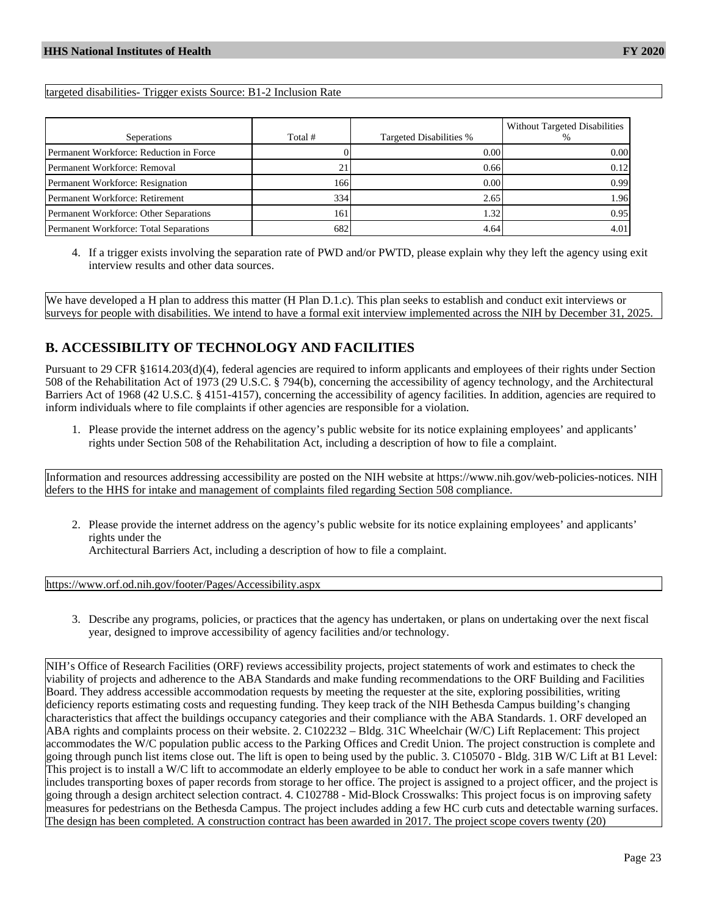targeted disabilities- Trigger exists Source: B1-2 Inclusion Rate

| Seperations | Total # | Targeted Disabilities % | Without Targeted Disabilities % |
|---|---|---|---|
| Permanent Workforce: Reduction in Force | 0 | 0.00 | 0.00 |
| Permanent Workforce: Removal | 21 | 0.66 | 0.12 |
| Permanent Workforce: Resignation | 166 | 0.00 | 0.99 |
| Permanent Workforce: Retirement | 334 | 2.65 | 1.96 |
| Permanent Workforce: Other Separations | 161 | 1.32 | 0.95 |
| Permanent Workforce: Total Separations | 682 | 4.64 | 4.01 |

4. If a trigger exists involving the separation rate of PWD and/or PWTD, please explain why they left the agency using exit interview results and other data sources.

We have developed a H plan to address this matter (H Plan D.1.c). This plan seeks to establish and conduct exit interviews or surveys for people with disabilities. We intend to have a formal exit interview implemented across the NIH by December 31, 2025.

## B. ACCESSIBILITY OF TECHNOLOGY AND FACILITIES

Pursuant to 29 CFR §1614.203(d)(4), federal agencies are required to inform applicants and employees of their rights under Section 508 of the Rehabilitation Act of 1973 (29 U.S.C. § 794(b), concerning the accessibility of agency technology, and the Architectural Barriers Act of 1968 (42 U.S.C. § 4151-4157), concerning the accessibility of agency facilities. In addition, agencies are required to inform individuals where to file complaints if other agencies are responsible for a violation.

1. Please provide the internet address on the agency's public website for its notice explaining employees' and applicants' rights under Section 508 of the Rehabilitation Act, including a description of how to file a complaint.

Information and resources addressing accessibility are posted on the NIH website at https://www.nih.gov/web-policies-notices. NIH defers to the HHS for intake and management of complaints filed regarding Section 508 compliance.

2. Please provide the internet address on the agency's public website for its notice explaining employees' and applicants' rights under the
Architectural Barriers Act, including a description of how to file a complaint.

https://www.orf.od.nih.gov/footer/Pages/Accessibility.aspx

3. Describe any programs, policies, or practices that the agency has undertaken, or plans on undertaking over the next fiscal year, designed to improve accessibility of agency facilities and/or technology.

NIH's Office of Research Facilities (ORF) reviews accessibility projects, project statements of work and estimates to check the viability of projects and adherence to the ABA Standards and make funding recommendations to the ORF Building and Facilities Board. They address accessible accommodation requests by meeting the requester at the site, exploring possibilities, writing deficiency reports estimating costs and requesting funding. They keep track of the NIH Bethesda Campus building's changing characteristics that affect the buildings occupancy categories and their compliance with the ABA Standards. 1. ORF developed an ABA rights and complaints process on their website. 2. C102232 – Bldg. 31C Wheelchair (W/C) Lift Replacement: This project accommodates the W/C population public access to the Parking Offices and Credit Union. The project construction is complete and going through punch list items close out. The lift is open to being used by the public. 3. C105070 - Bldg. 31B W/C Lift at B1 Level: This project is to install a W/C lift to accommodate an elderly employee to be able to conduct her work in a safe manner which includes transporting boxes of paper records from storage to her office. The project is assigned to a project officer, and the project is going through a design architect selection contract. 4. C102788 - Mid-Block Crosswalks: This project focus is on improving safety measures for pedestrians on the Bethesda Campus. The project includes adding a few HC curb cuts and detectable warning surfaces. The design has been completed. A construction contract has been awarded in 2017. The project scope covers twenty (20)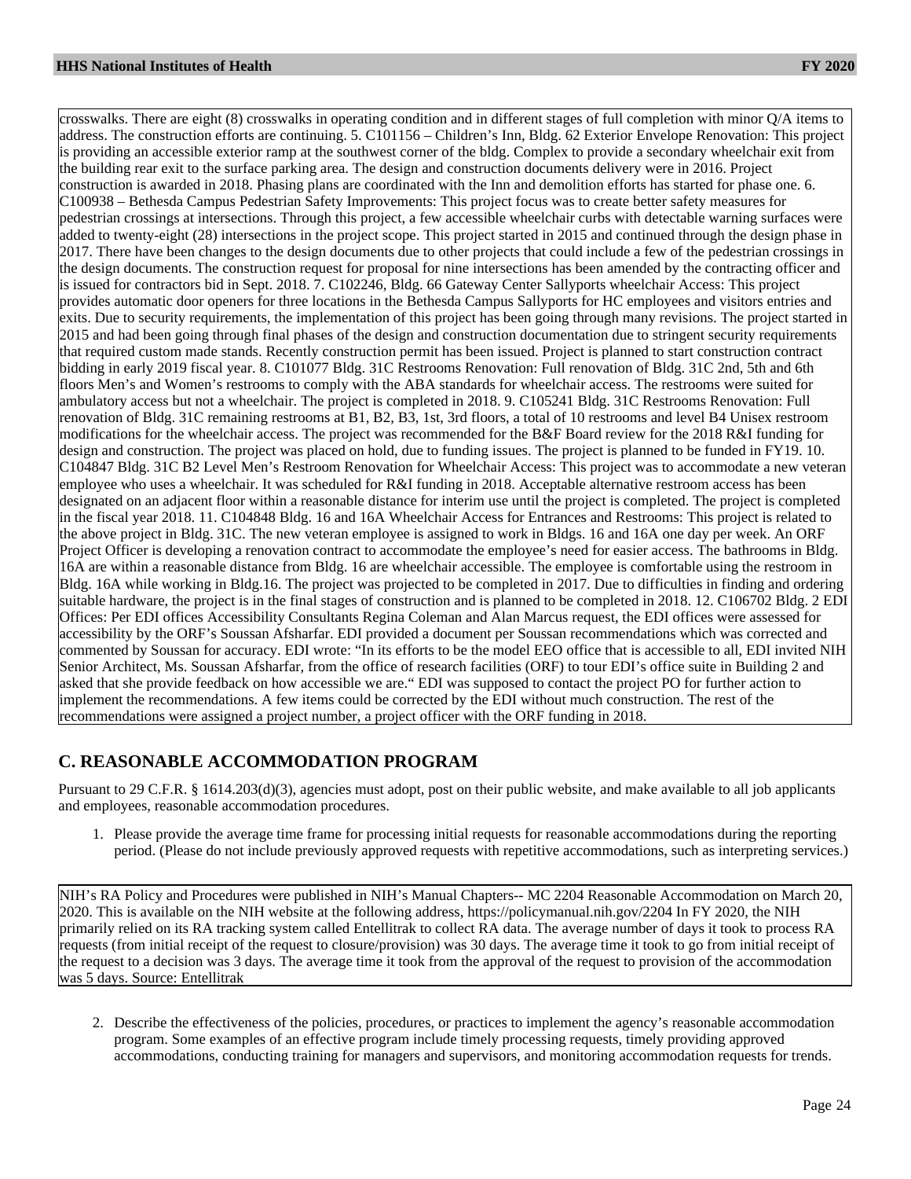crosswalks. There are eight (8) crosswalks in operating condition and in different stages of full completion with minor Q/A items to address. The construction efforts are continuing. 5. C101156 – Children's Inn, Bldg. 62 Exterior Envelope Renovation: This project is providing an accessible exterior ramp at the southwest corner of the bldg. Complex to provide a secondary wheelchair exit from the building rear exit to the surface parking area. The design and construction documents delivery were in 2016. Project construction is awarded in 2018. Phasing plans are coordinated with the Inn and demolition efforts has started for phase one. 6. C100938 – Bethesda Campus Pedestrian Safety Improvements: This project focus was to create better safety measures for pedestrian crossings at intersections. Through this project, a few accessible wheelchair curbs with detectable warning surfaces were added to twenty-eight (28) intersections in the project scope. This project started in 2015 and continued through the design phase in 2017. There have been changes to the design documents due to other projects that could include a few of the pedestrian crossings in the design documents. The construction request for proposal for nine intersections has been amended by the contracting officer and is issued for contractors bid in Sept. 2018. 7. C102246, Bldg. 66 Gateway Center Sallyports wheelchair Access: This project provides automatic door openers for three locations in the Bethesda Campus Sallyports for HC employees and visitors entries and exits. Due to security requirements, the implementation of this project has been going through many revisions. The project started in 2015 and had been going through final phases of the design and construction documentation due to stringent security requirements that required custom made stands. Recently construction permit has been issued. Project is planned to start construction contract bidding in early 2019 fiscal year. 8. C101077 Bldg. 31C Restrooms Renovation: Full renovation of Bldg. 31C 2nd, 5th and 6th floors Men's and Women's restrooms to comply with the ABA standards for wheelchair access. The restrooms were suited for ambulatory access but not a wheelchair. The project is completed in 2018. 9. C105241 Bldg. 31C Restrooms Renovation: Full renovation of Bldg. 31C remaining restrooms at B1, B2, B3, 1st, 3rd floors, a total of 10 restrooms and level B4 Unisex restroom modifications for the wheelchair access. The project was recommended for the B&F Board review for the 2018 R&I funding for design and construction. The project was placed on hold, due to funding issues. The project is planned to be funded in FY19. 10. C104847 Bldg. 31C B2 Level Men's Restroom Renovation for Wheelchair Access: This project was to accommodate a new veteran employee who uses a wheelchair. It was scheduled for R&I funding in 2018. Acceptable alternative restroom access has been designated on an adjacent floor within a reasonable distance for interim use until the project is completed. The project is completed in the fiscal year 2018. 11. C104848 Bldg. 16 and 16A Wheelchair Access for Entrances and Restrooms: This project is related to the above project in Bldg. 31C. The new veteran employee is assigned to work in Bldgs. 16 and 16A one day per week. An ORF Project Officer is developing a renovation contract to accommodate the employee's need for easier access. The bathrooms in Bldg. 16A are within a reasonable distance from Bldg. 16 are wheelchair accessible. The employee is comfortable using the restroom in Bldg. 16A while working in Bldg.16. The project was projected to be completed in 2017. Due to difficulties in finding and ordering suitable hardware, the project is in the final stages of construction and is planned to be completed in 2018. 12. C106702 Bldg. 2 EDI Offices: Per EDI offices Accessibility Consultants Regina Coleman and Alan Marcus request, the EDI offices were assessed for accessibility by the ORF's Soussan Afsharfar. EDI provided a document per Soussan recommendations which was corrected and commented by Soussan for accuracy. EDI wrote: "In its efforts to be the model EEO office that is accessible to all, EDI invited NIH Senior Architect, Ms. Soussan Afsharfar, from the office of research facilities (ORF) to tour EDI's office suite in Building 2 and asked that she provide feedback on how accessible we are." EDI was supposed to contact the project PO for further action to implement the recommendations. A few items could be corrected by the EDI without much construction. The rest of the recommendations were assigned a project number, a project officer with the ORF funding in 2018.

## C. REASONABLE ACCOMMODATION PROGRAM

Pursuant to 29 C.F.R. § 1614.203(d)(3), agencies must adopt, post on their public website, and make available to all job applicants and employees, reasonable accommodation procedures.

1. Please provide the average time frame for processing initial requests for reasonable accommodations during the reporting period. (Please do not include previously approved requests with repetitive accommodations, such as interpreting services.)

NIH's RA Policy and Procedures were published in NIH's Manual Chapters-- MC 2204 Reasonable Accommodation on March 20, 2020. This is available on the NIH website at the following address, https://policymanual.nih.gov/2204 In FY 2020, the NIH primarily relied on its RA tracking system called Entellitrak to collect RA data. The average number of days it took to process RA requests (from initial receipt of the request to closure/provision) was 30 days. The average time it took to go from initial receipt of the request to a decision was 3 days. The average time it took from the approval of the request to provision of the accommodation was 5 days. Source: Entellitrak

2. Describe the effectiveness of the policies, procedures, or practices to implement the agency's reasonable accommodation program. Some examples of an effective program include timely processing requests, timely providing approved accommodations, conducting training for managers and supervisors, and monitoring accommodation requests for trends.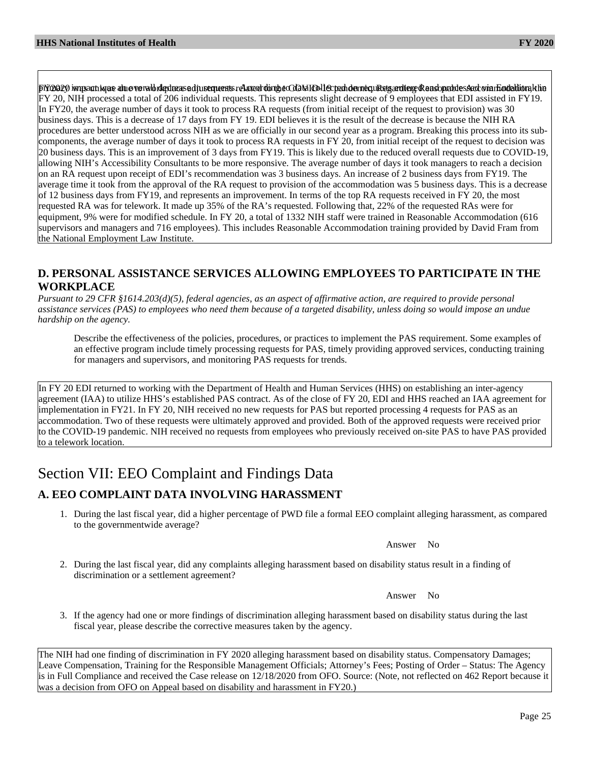FY2020 was unique due to workplace adjustments related to the COVID-19 pandemic. Regarding Reasonable Accommodation, in FY 20, NIH processed a total of 206 individual requests. This represents slight decrease of 9 employees that EDI assisted in FY19. In FY20, the average number of days it took to process RA requests (from initial receipt of the request to provision) was 30 business days. This is a decrease of 17 days from FY 19. EDI believes it is the result of the decrease is because the NIH RA procedures are better understood across NIH as we are officially in our second year as a program. Breaking this process into its sub-components, the average number of days it took to process RA requests in FY 20, from initial receipt of the request to decision was 20 business days. This is an improvement of 3 days from FY19. This is likely due to the reduced overall requests due to COVID-19, allowing NIH's Accessibility Consultants to be more responsive. The average number of days it took managers to reach a decision on an RA request upon receipt of EDI's recommendation was 3 business days. An increase of 2 business days from FY19. The average time it took from the approval of the RA request to provision of the accommodation was 5 business days. This is a decrease of 12 business days from FY19, and represents an improvement. In terms of the top RA requests received in FY 20, the most requested RA was for telework. It made up 35% of the RA's requested. Following that, 22% of the requested RAs were for equipment, 9% were for modified schedule. In FY 20, a total of 1332 NIH staff were trained in Reasonable Accommodation (616 supervisors and managers and 716 employees). This includes Reasonable Accommodation training provided by David Fram from the National Employment Law Institute.

### D. PERSONAL ASSISTANCE SERVICES ALLOWING EMPLOYEES TO PARTICIPATE IN THE WORKPLACE

*Pursuant to 29 CFR §1614.203(d)(5), federal agencies, as an aspect of affirmative action, are required to provide personal assistance services (PAS) to employees who need them because of a targeted disability, unless doing so would impose an undue hardship on the agency.*

Describe the effectiveness of the policies, procedures, or practices to implement the PAS requirement. Some examples of an effective program include timely processing requests for PAS, timely providing approved services, conducting training for managers and supervisors, and monitoring PAS requests for trends.

In FY 20 EDI returned to working with the Department of Health and Human Services (HHS) on establishing an inter-agency agreement (IAA) to utilize HHS's established PAS contract. As of the close of FY 20, EDI and HHS reached an IAA agreement for implementation in FY21. In FY 20, NIH received no new requests for PAS but reported processing 4 requests for PAS as an accommodation. Two of these requests were ultimately approved and provided. Both of the approved requests were received prior to the COVID-19 pandemic. NIH received no requests from employees who previously received on-site PAS to have PAS provided to a telework location.

## Section VII: EEO Complaint and Findings Data

### A. EEO COMPLAINT DATA INVOLVING HARASSMENT

1. During the last fiscal year, did a higher percentage of PWD file a formal EEO complaint alleging harassment, as compared to the governmentwide average?

   Answer No

2. During the last fiscal year, did any complaints alleging harassment based on disability status result in a finding of discrimination or a settlement agreement?

   Answer No

3. If the agency had one or more findings of discrimination alleging harassment based on disability status during the last fiscal year, please describe the corrective measures taken by the agency.

The NIH had one finding of discrimination in FY 2020 alleging harassment based on disability status. Compensatory Damages; Leave Compensation, Training for the Responsible Management Officials; Attorney's Fees; Posting of Order – Status: The Agency is in Full Compliance and received the Case release on 12/18/2020 from OFO. Source: (Note, not reflected on 462 Report because it was a decision from OFO on Appeal based on disability and harassment in FY20.)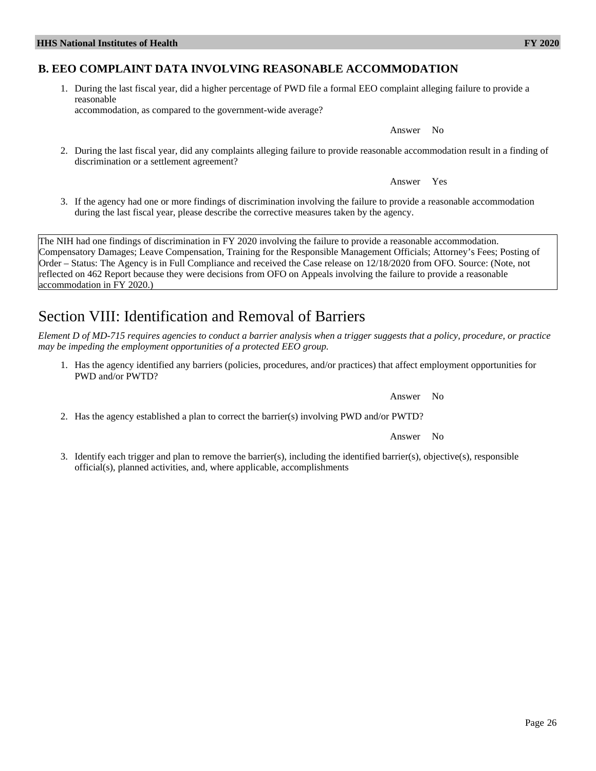## B. EEO COMPLAINT DATA INVOLVING REASONABLE ACCOMMODATION

1. During the last fiscal year, did a higher percentage of PWD file a formal EEO complaint alleging failure to provide a reasonable accommodation, as compared to the government-wide average?

   Answer No

2. During the last fiscal year, did any complaints alleging failure to provide reasonable accommodation result in a finding of discrimination or a settlement agreement?

   Answer Yes

3. If the agency had one or more findings of discrimination involving the failure to provide a reasonable accommodation during the last fiscal year, please describe the corrective measures taken by the agency.

The NIH had one findings of discrimination in FY 2020 involving the failure to provide a reasonable accommodation. Compensatory Damages; Leave Compensation, Training for the Responsible Management Officials; Attorney's Fees; Posting of Order – Status: The Agency is in Full Compliance and received the Case release on 12/18/2020 from OFO. Source: (Note, not reflected on 462 Report because they were decisions from OFO on Appeals involving the failure to provide a reasonable accommodation in FY 2020.)

# Section VIII: Identification and Removal of Barriers

*Element D of MD-715 requires agencies to conduct a barrier analysis when a trigger suggests that a policy, procedure, or practice may be impeding the employment opportunities of a protected EEO group.*

1. Has the agency identified any barriers (policies, procedures, and/or practices) that affect employment opportunities for PWD and/or PWTD?

   Answer No

2. Has the agency established a plan to correct the barrier(s) involving PWD and/or PWTD?

   Answer No

3. Identify each trigger and plan to remove the barrier(s), including the identified barrier(s), objective(s), responsible official(s), planned activities, and, where applicable, accomplishments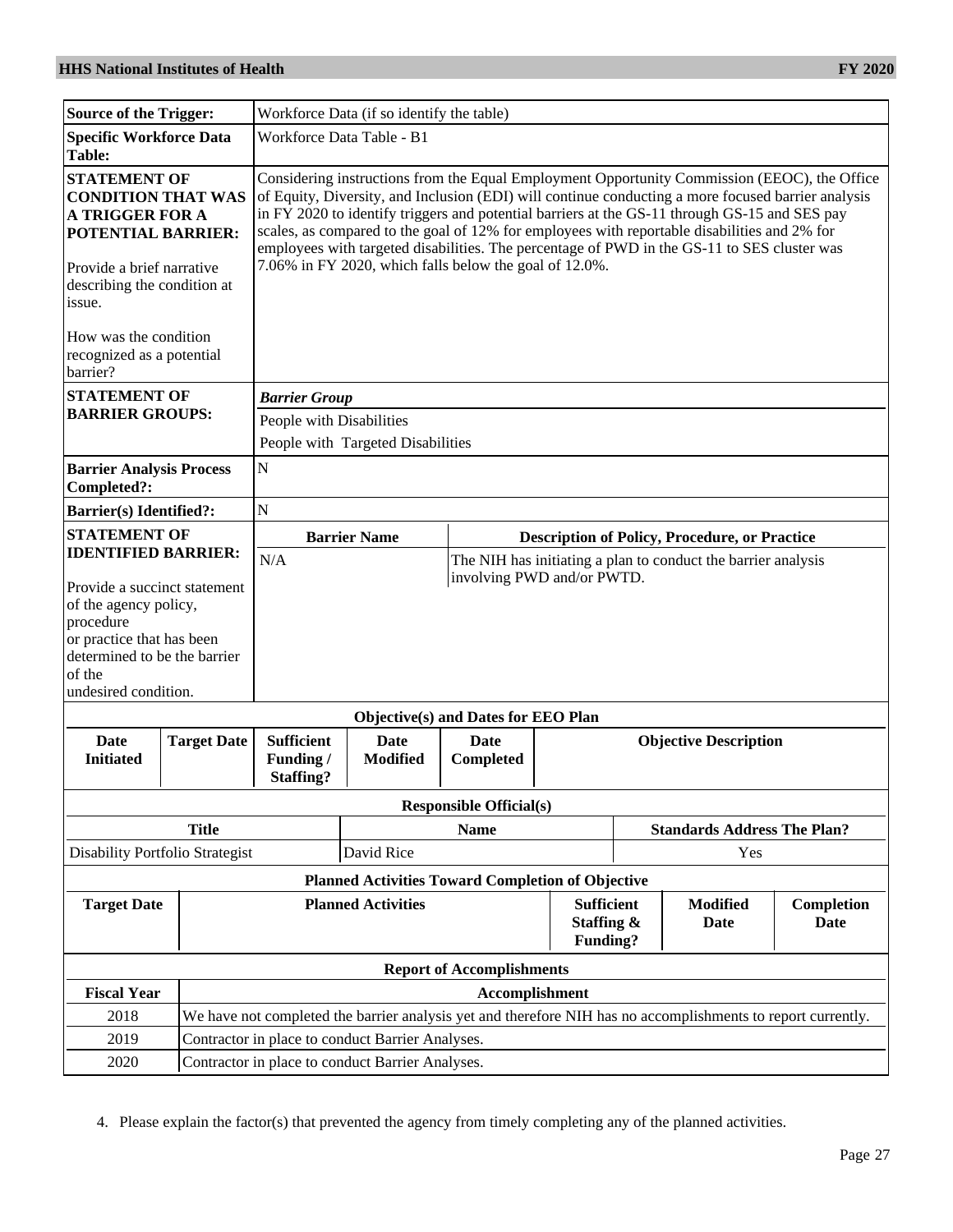| | |
|---|---|
| **Source of the Trigger:** | Workforce Data (if so identify the table) |
| **Specific Workforce Data Table:** | Workforce Data Table - B1 |
| **STATEMENT OF CONDITION THAT WAS A TRIGGER FOR A POTENTIAL BARRIER:** Provide a brief narrative describing the condition at issue. How was the condition recognized as a potential barrier? | Considering instructions from the Equal Employment Opportunity Commission (EEOC), the Office of Equity, Diversity, and Inclusion (EDI) will continue conducting a more focused barrier analysis in FY 2020 to identify triggers and potential barriers at the GS-11 through GS-15 and SES pay scales, as compared to the goal of 12% for employees with reportable disabilities and 2% for employees with targeted disabilities. The percentage of PWD in the GS-11 to SES cluster was 7.06% in FY 2020, which falls below the goal of 12.0%. |
| **STATEMENT OF BARRIER GROUPS:** | ***Barrier Group*** <br> People with Disabilities <br> People with Targeted Disabilities |
| **Barrier Analysis Process Completed?:** | N |
| **Barrier(s) Identified?:** | N |

**STATEMENT OF IDENTIFIED BARRIER:** Provide a succinct statement of the agency policy, procedure or practice that has been determined to be the barrier of the undesired condition.

| Barrier Name | Description of Policy, Procedure, or Practice |
|---|---|
| N/A | The NIH has initiating a plan to conduct the barrier analysis involving PWD and/or PWTD. |

**Objective(s) and Dates for EEO Plan**

| Date Initiated | Target Date | Sufficient Funding / Staffing? | Date Modified | Date Completed | Objective Description |
|---|---|---|---|---|---|
| | | | | | |

**Responsible Official(s)**

| Title | Name | Standards Address The Plan? |
|---|---|---|
| Disability Portfolio Strategist | David Rice | Yes |

**Planned Activities Toward Completion of Objective**

| Target Date | Planned Activities | Sufficient Staffing & Funding? | Modified Date | Completion Date |
|---|---|---|---|---|
| | | | | |

**Report of Accomplishments**

| Fiscal Year | Accomplishment |
|---|---|
| 2018 | We have not completed the barrier analysis yet and therefore NIH has no accomplishments to report currently. |
| 2019 | Contractor in place to conduct Barrier Analyses. |
| 2020 | Contractor in place to conduct Barrier Analyses. |

4. Please explain the factor(s) that prevented the agency from timely completing any of the planned activities.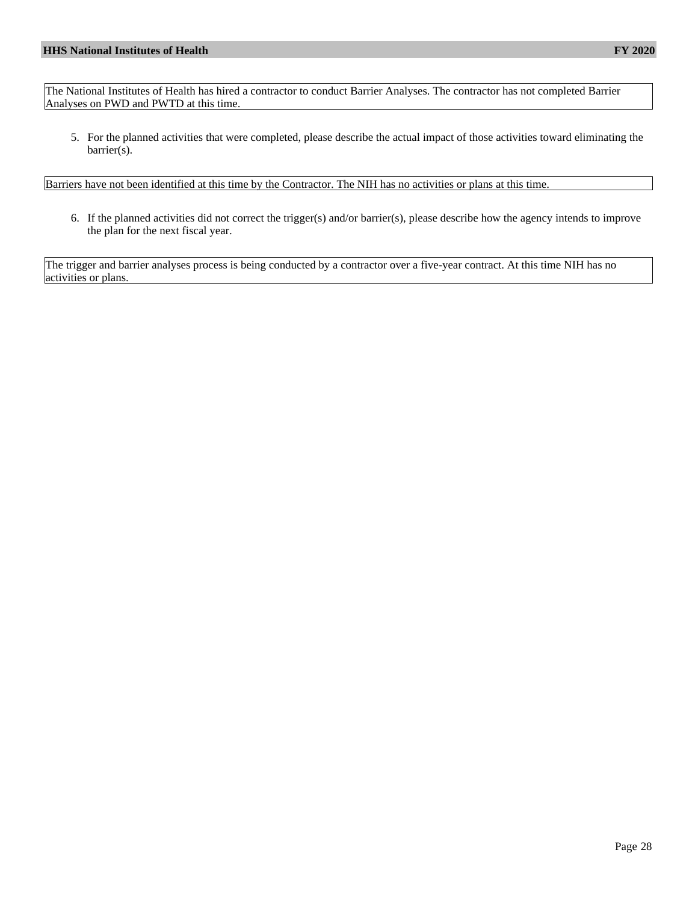The National Institutes of Health has hired a contractor to conduct Barrier Analyses. The contractor has not completed Barrier Analyses on PWD and PWTD at this time.

5. For the planned activities that were completed, please describe the actual impact of those activities toward eliminating the barrier(s).

Barriers have not been identified at this time by the Contractor. The NIH has no activities or plans at this time.

6. If the planned activities did not correct the trigger(s) and/or barrier(s), please describe how the agency intends to improve the plan for the next fiscal year.

The trigger and barrier analyses process is being conducted by a contractor over a five-year contract. At this time NIH has no activities or plans.